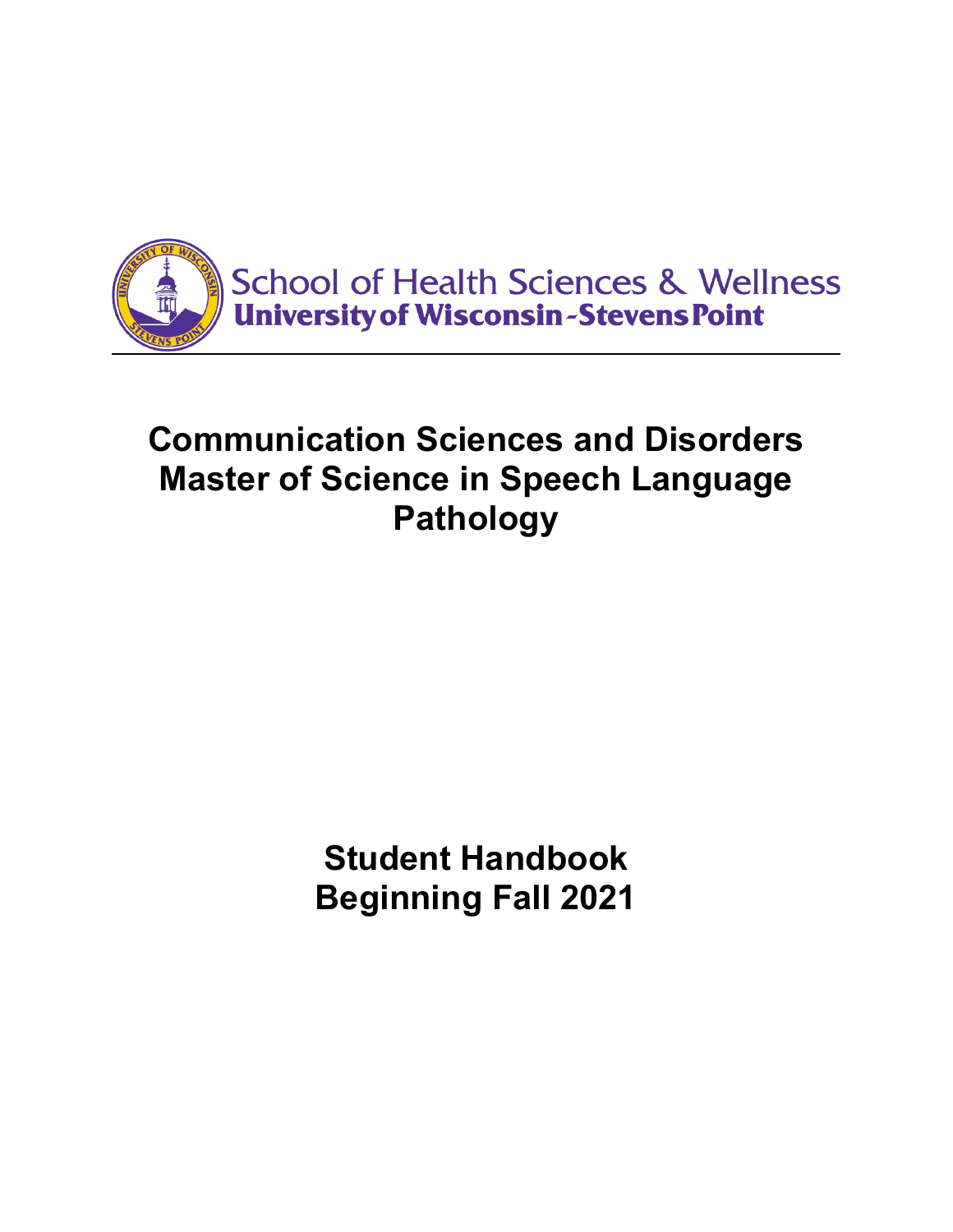School of Health Sciences & Wellness
University of Wisconsin-Stevens Point

# Communication Sciences and Disorders Master of Science in Speech Language Pathology

## Student Handbook Beginning Fall 2021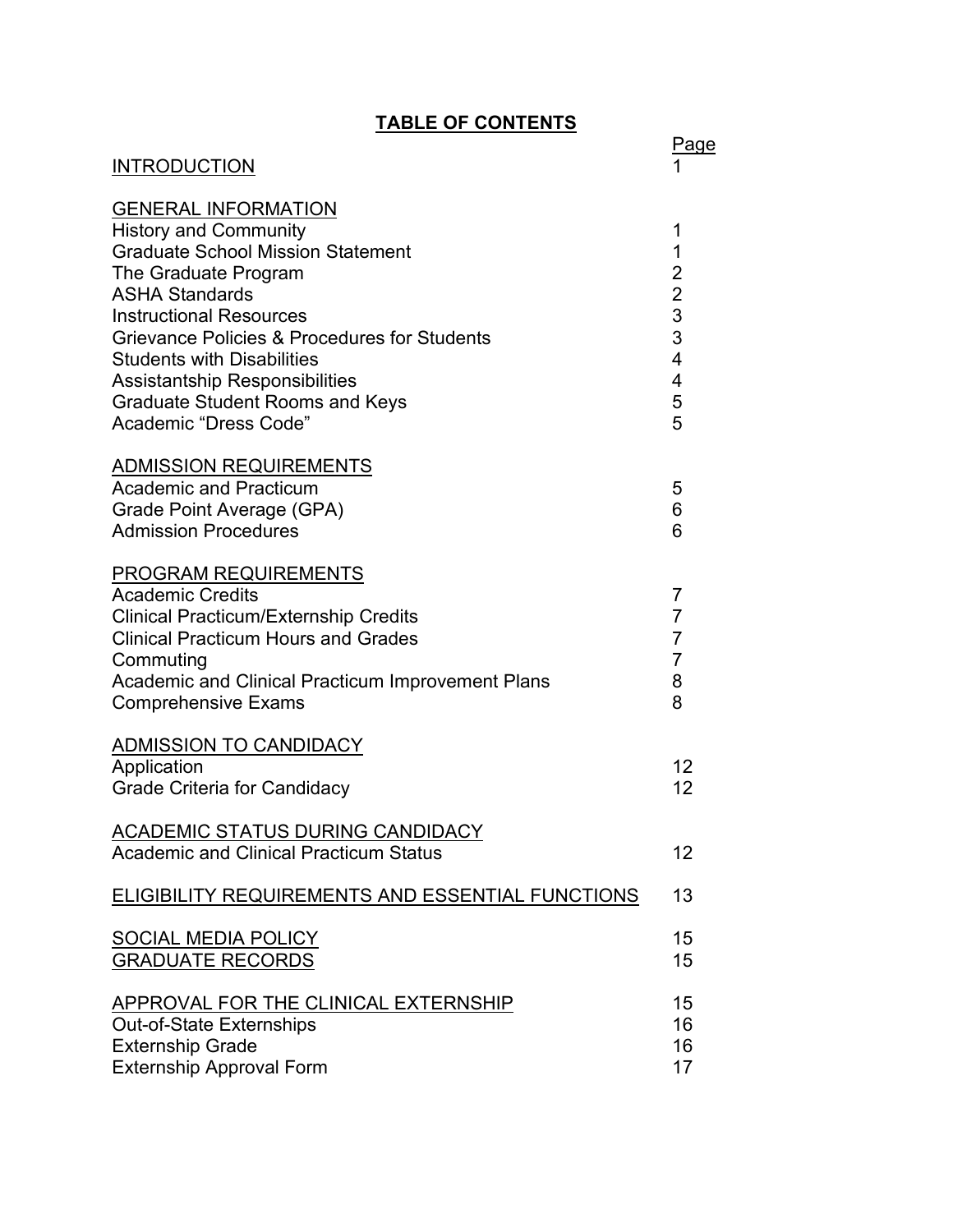# TABLE OF CONTENTS

| | Page |
|---|---|
| INTRODUCTION | 1 |
| **GENERAL INFORMATION** | |
| History and Community | 1 |
| Graduate School Mission Statement | 1 |
| The Graduate Program | 2 |
| ASHA Standards | 2 |
| Instructional Resources | 3 |
| Grievance Policies & Procedures for Students | 3 |
| Students with Disabilities | 4 |
| Assistantship Responsibilities | 4 |
| Graduate Student Rooms and Keys | 5 |
| Academic "Dress Code" | 5 |
| **ADMISSION REQUIREMENTS** | |
| Academic and Practicum | 5 |
| Grade Point Average (GPA) | 6 |
| Admission Procedures | 6 |
| **PROGRAM REQUIREMENTS** | |
| Academic Credits | 7 |
| Clinical Practicum/Externship Credits | 7 |
| Clinical Practicum Hours and Grades | 7 |
| Commuting | 7 |
| Academic and Clinical Practicum Improvement Plans | 8 |
| Comprehensive Exams | 8 |
| **ADMISSION TO CANDIDACY** | |
| Application | 12 |
| Grade Criteria for Candidacy | 12 |
| **ACADEMIC STATUS DURING CANDIDACY** | |
| Academic and Clinical Practicum Status | 12 |
| ELIGIBILITY REQUIREMENTS AND ESSENTIAL FUNCTIONS | 13 |
| SOCIAL MEDIA POLICY | 15 |
| GRADUATE RECORDS | 15 |
| APPROVAL FOR THE CLINICAL EXTERNSHIP | 15 |
| Out-of-State Externships | 16 |
| Externship Grade | 16 |
| Externship Approval Form | 17 |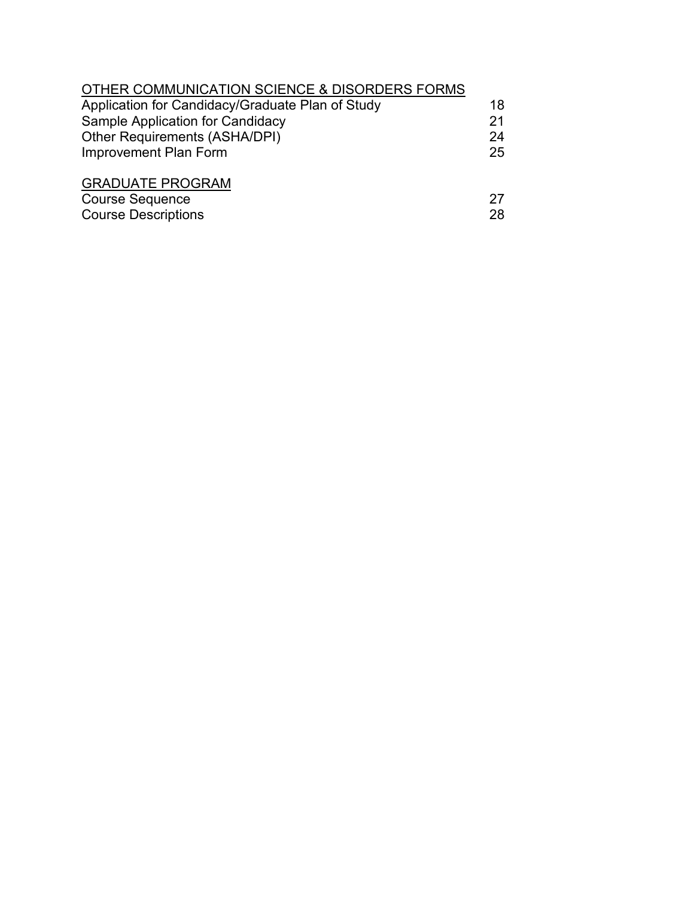| OTHER COMMUNICATION SCIENCE & DISORDERS FORMS | |
|---|---|
| Application for Candidacy/Graduate Plan of Study | 18 |
| Sample Application for Candidacy | 21 |
| Other Requirements (ASHA/DPI) | 24 |
| Improvement Plan Form | 25 |
| **GRADUATE PROGRAM** | |
| Course Sequence | 27 |
| Course Descriptions | 28 |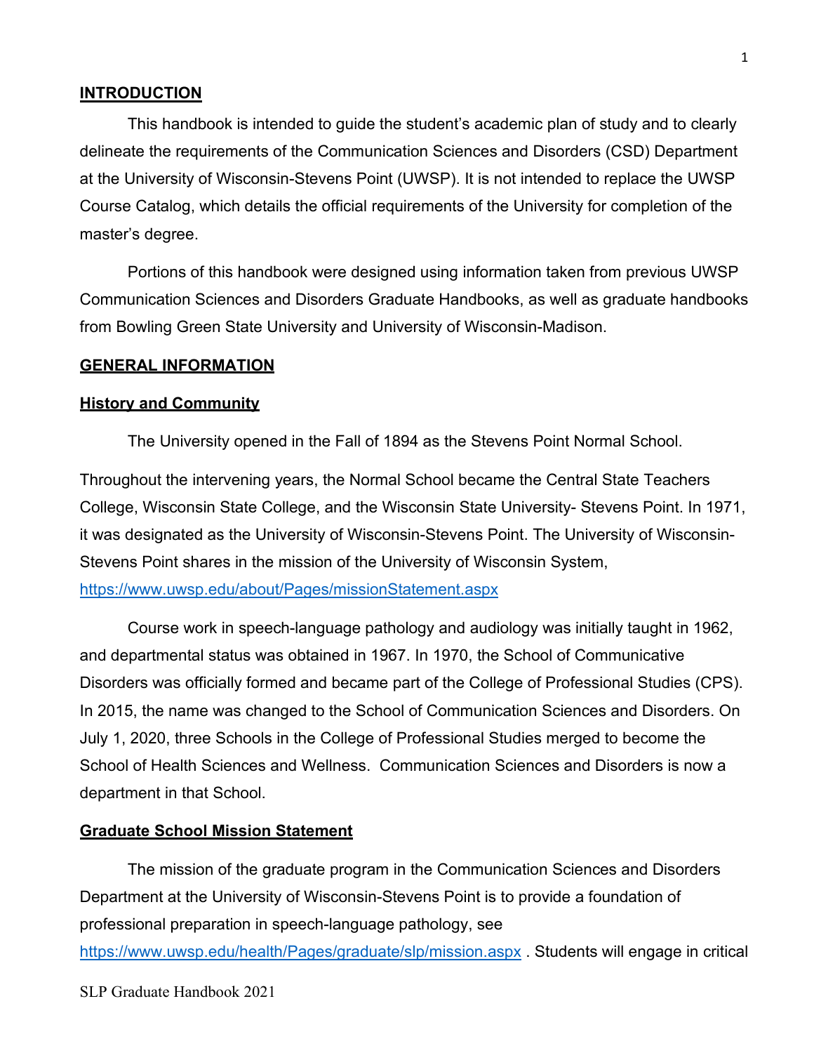## INTRODUCTION

This handbook is intended to guide the student's academic plan of study and to clearly delineate the requirements of the Communication Sciences and Disorders (CSD) Department at the University of Wisconsin-Stevens Point (UWSP). It is not intended to replace the UWSP Course Catalog, which details the official requirements of the University for completion of the master's degree.

Portions of this handbook were designed using information taken from previous UWSP Communication Sciences and Disorders Graduate Handbooks, as well as graduate handbooks from Bowling Green State University and University of Wisconsin-Madison.

## GENERAL INFORMATION

### History and Community

The University opened in the Fall of 1894 as the Stevens Point Normal School.

Throughout the intervening years, the Normal School became the Central State Teachers College, Wisconsin State College, and the Wisconsin State University- Stevens Point. In 1971, it was designated as the University of Wisconsin-Stevens Point. The University of Wisconsin-Stevens Point shares in the mission of the University of Wisconsin System, https://www.uwsp.edu/about/Pages/missionStatement.aspx

Course work in speech-language pathology and audiology was initially taught in 1962, and departmental status was obtained in 1967. In 1970, the School of Communicative Disorders was officially formed and became part of the College of Professional Studies (CPS). In 2015, the name was changed to the School of Communication Sciences and Disorders. On July 1, 2020, three Schools in the College of Professional Studies merged to become the School of Health Sciences and Wellness. Communication Sciences and Disorders is now a department in that School.

### Graduate School Mission Statement

The mission of the graduate program in the Communication Sciences and Disorders Department at the University of Wisconsin-Stevens Point is to provide a foundation of professional preparation in speech-language pathology, see https://www.uwsp.edu/health/Pages/graduate/slp/mission.aspx . Students will engage in critical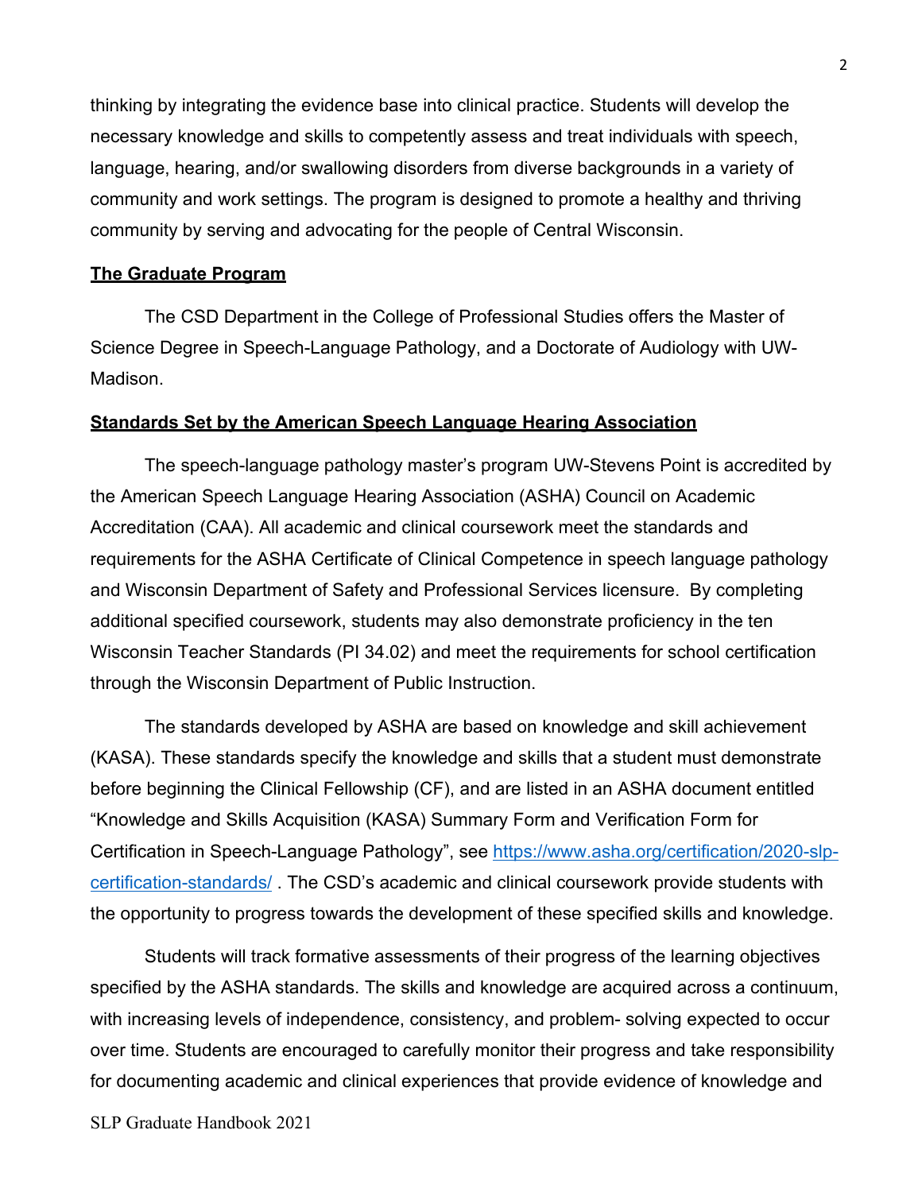thinking by integrating the evidence base into clinical practice. Students will develop the necessary knowledge and skills to competently assess and treat individuals with speech, language, hearing, and/or swallowing disorders from diverse backgrounds in a variety of community and work settings. The program is designed to promote a healthy and thriving community by serving and advocating for the people of Central Wisconsin.

## The Graduate Program

The CSD Department in the College of Professional Studies offers the Master of Science Degree in Speech-Language Pathology, and a Doctorate of Audiology with UW-Madison.

## Standards Set by the American Speech Language Hearing Association

The speech-language pathology master's program UW-Stevens Point is accredited by the American Speech Language Hearing Association (ASHA) Council on Academic Accreditation (CAA). All academic and clinical coursework meet the standards and requirements for the ASHA Certificate of Clinical Competence in speech language pathology and Wisconsin Department of Safety and Professional Services licensure. By completing additional specified coursework, students may also demonstrate proficiency in the ten Wisconsin Teacher Standards (PI 34.02) and meet the requirements for school certification through the Wisconsin Department of Public Instruction.

The standards developed by ASHA are based on knowledge and skill achievement (KASA). These standards specify the knowledge and skills that a student must demonstrate before beginning the Clinical Fellowship (CF), and are listed in an ASHA document entitled "Knowledge and Skills Acquisition (KASA) Summary Form and Verification Form for Certification in Speech-Language Pathology", see [https://www.asha.org/certification/2020-slp-certification-standards/](https://www.asha.org/certification/2020-slp-certification-standards/) . The CSD's academic and clinical coursework provide students with the opportunity to progress towards the development of these specified skills and knowledge.

Students will track formative assessments of their progress of the learning objectives specified by the ASHA standards. The skills and knowledge are acquired across a continuum, with increasing levels of independence, consistency, and problem- solving expected to occur over time. Students are encouraged to carefully monitor their progress and take responsibility for documenting academic and clinical experiences that provide evidence of knowledge and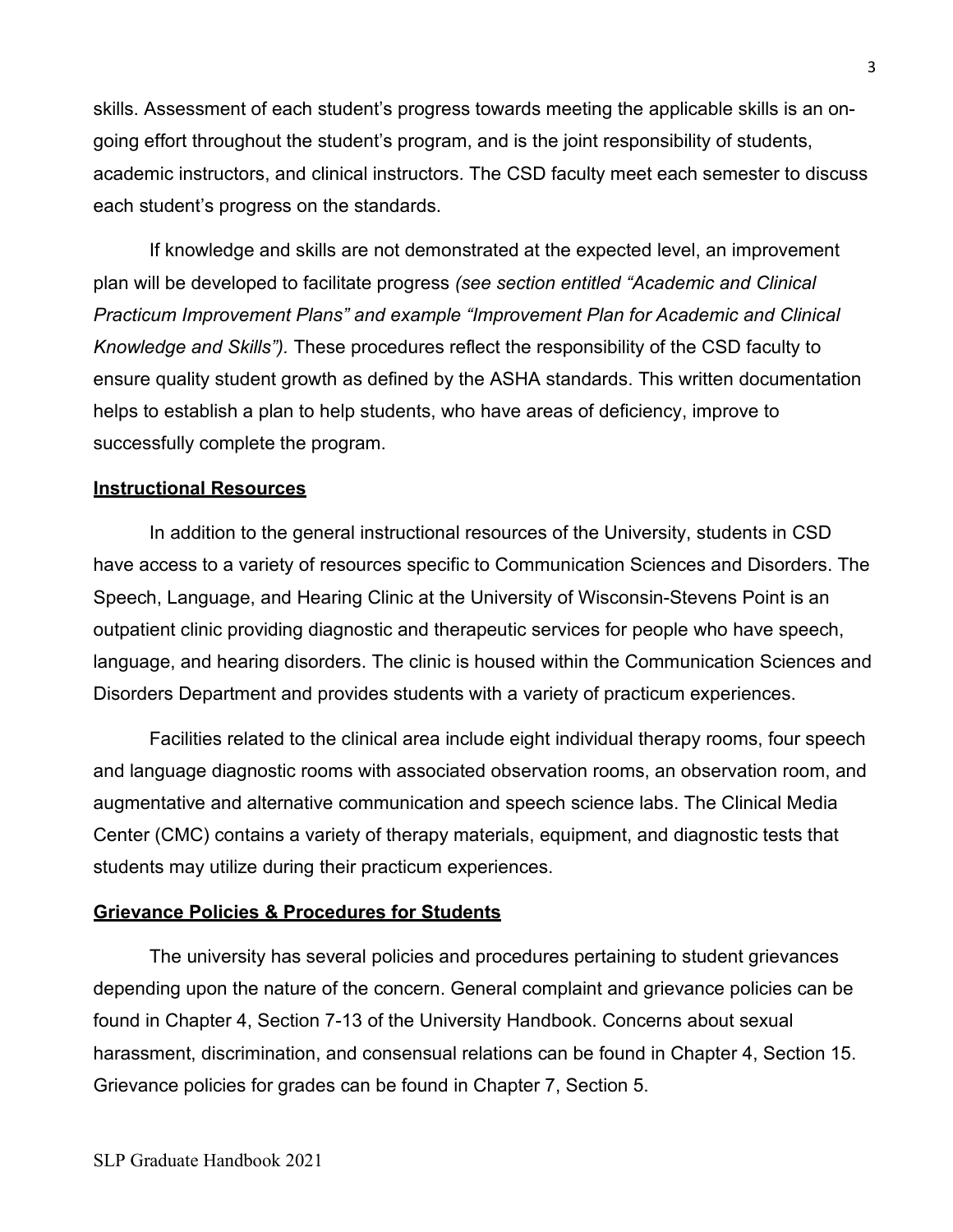skills. Assessment of each student's progress towards meeting the applicable skills is an on-going effort throughout the student's program, and is the joint responsibility of students, academic instructors, and clinical instructors. The CSD faculty meet each semester to discuss each student's progress on the standards.

If knowledge and skills are not demonstrated at the expected level, an improvement plan will be developed to facilitate progress *(see section entitled "Academic and Clinical Practicum Improvement Plans" and example "Improvement Plan for Academic and Clinical Knowledge and Skills").* These procedures reflect the responsibility of the CSD faculty to ensure quality student growth as defined by the ASHA standards. This written documentation helps to establish a plan to help students, who have areas of deficiency, improve to successfully complete the program.

## Instructional Resources

In addition to the general instructional resources of the University, students in CSD have access to a variety of resources specific to Communication Sciences and Disorders. The Speech, Language, and Hearing Clinic at the University of Wisconsin-Stevens Point is an outpatient clinic providing diagnostic and therapeutic services for people who have speech, language, and hearing disorders. The clinic is housed within the Communication Sciences and Disorders Department and provides students with a variety of practicum experiences.

Facilities related to the clinical area include eight individual therapy rooms, four speech and language diagnostic rooms with associated observation rooms, an observation room, and augmentative and alternative communication and speech science labs. The Clinical Media Center (CMC) contains a variety of therapy materials, equipment, and diagnostic tests that students may utilize during their practicum experiences.

## Grievance Policies & Procedures for Students

The university has several policies and procedures pertaining to student grievances depending upon the nature of the concern. General complaint and grievance policies can be found in Chapter 4, Section 7-13 of the University Handbook. Concerns about sexual harassment, discrimination, and consensual relations can be found in Chapter 4, Section 15. Grievance policies for grades can be found in Chapter 7, Section 5.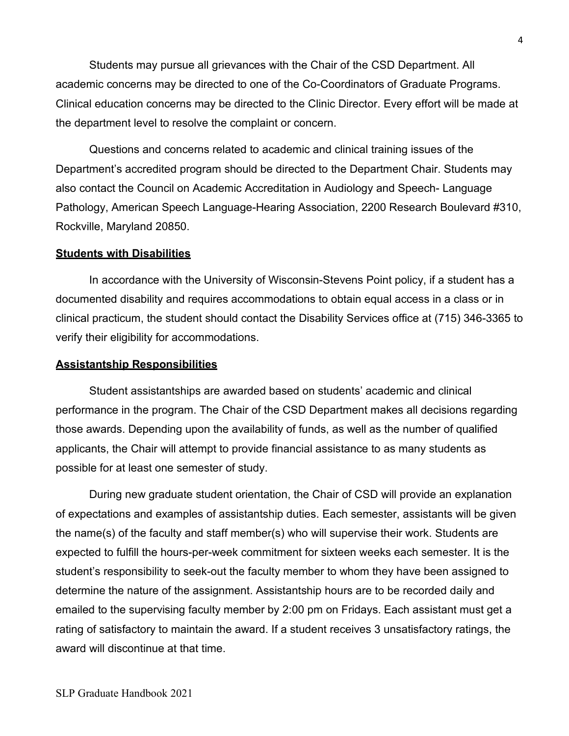Students may pursue all grievances with the Chair of the CSD Department. All academic concerns may be directed to one of the Co-Coordinators of Graduate Programs. Clinical education concerns may be directed to the Clinic Director. Every effort will be made at the department level to resolve the complaint or concern.

Questions and concerns related to academic and clinical training issues of the Department's accredited program should be directed to the Department Chair. Students may also contact the Council on Academic Accreditation in Audiology and Speech- Language Pathology, American Speech Language-Hearing Association, 2200 Research Boulevard #310, Rockville, Maryland 20850.

**Students with Disabilities**

In accordance with the University of Wisconsin-Stevens Point policy, if a student has a documented disability and requires accommodations to obtain equal access in a class or in clinical practicum, the student should contact the Disability Services office at (715) 346-3365 to verify their eligibility for accommodations.

**Assistantship Responsibilities**

Student assistantships are awarded based on students' academic and clinical performance in the program. The Chair of the CSD Department makes all decisions regarding those awards. Depending upon the availability of funds, as well as the number of qualified applicants, the Chair will attempt to provide financial assistance to as many students as possible for at least one semester of study.

During new graduate student orientation, the Chair of CSD will provide an explanation of expectations and examples of assistantship duties. Each semester, assistants will be given the name(s) of the faculty and staff member(s) who will supervise their work. Students are expected to fulfill the hours-per-week commitment for sixteen weeks each semester. It is the student's responsibility to seek-out the faculty member to whom they have been assigned to determine the nature of the assignment. Assistantship hours are to be recorded daily and emailed to the supervising faculty member by 2:00 pm on Fridays. Each assistant must get a rating of satisfactory to maintain the award. If a student receives 3 unsatisfactory ratings, the award will discontinue at that time.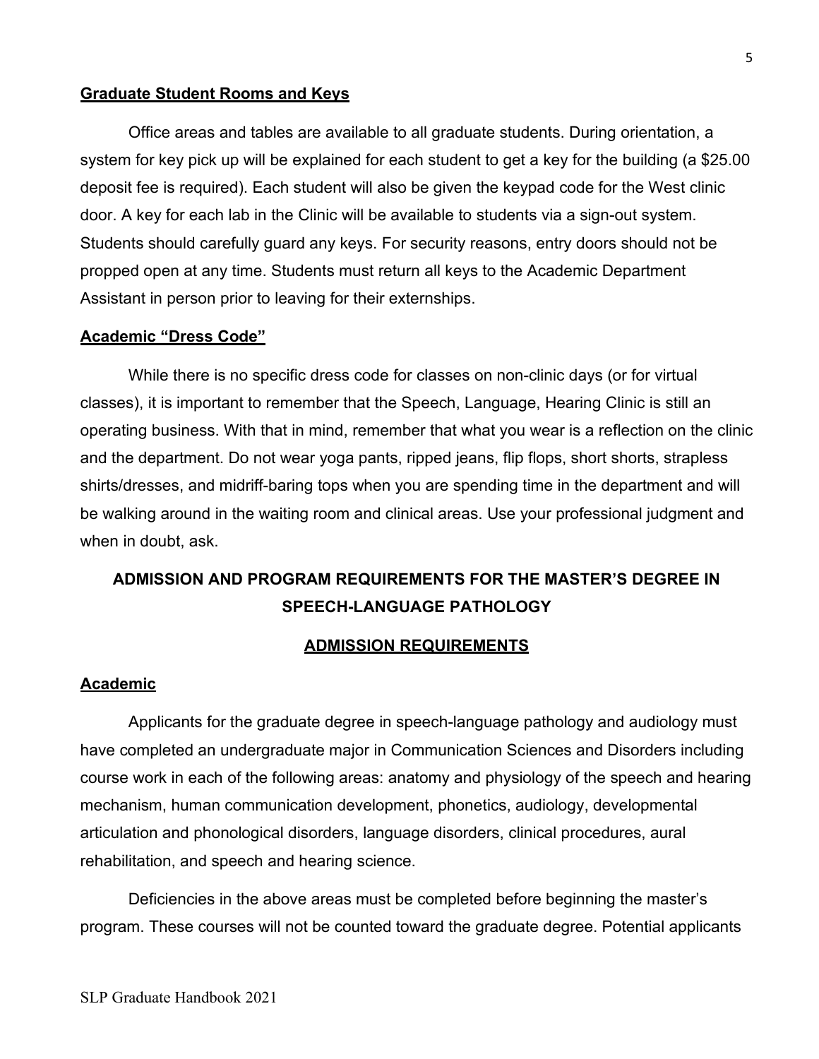**Graduate Student Rooms and Keys**

Office areas and tables are available to all graduate students. During orientation, a system for key pick up will be explained for each student to get a key for the building (a $25.00 deposit fee is required). Each student will also be given the keypad code for the West clinic door. A key for each lab in the Clinic will be available to students via a sign-out system. Students should carefully guard any keys. For security reasons, entry doors should not be propped open at any time. Students must return all keys to the Academic Department Assistant in person prior to leaving for their externships.

**Academic "Dress Code"**

While there is no specific dress code for classes on non-clinic days (or for virtual classes), it is important to remember that the Speech, Language, Hearing Clinic is still an operating business. With that in mind, remember that what you wear is a reflection on the clinic and the department. Do not wear yoga pants, ripped jeans, flip flops, short shorts, strapless shirts/dresses, and midriff-baring tops when you are spending time in the department and will be walking around in the waiting room and clinical areas. Use your professional judgment and when in doubt, ask.

# ADMISSION AND PROGRAM REQUIREMENTS FOR THE MASTER'S DEGREE IN SPEECH-LANGUAGE PATHOLOGY

## ADMISSION REQUIREMENTS

**Academic**

Applicants for the graduate degree in speech-language pathology and audiology must have completed an undergraduate major in Communication Sciences and Disorders including course work in each of the following areas: anatomy and physiology of the speech and hearing mechanism, human communication development, phonetics, audiology, developmental articulation and phonological disorders, language disorders, clinical procedures, aural rehabilitation, and speech and hearing science.

Deficiencies in the above areas must be completed before beginning the master's program. These courses will not be counted toward the graduate degree. Potential applicants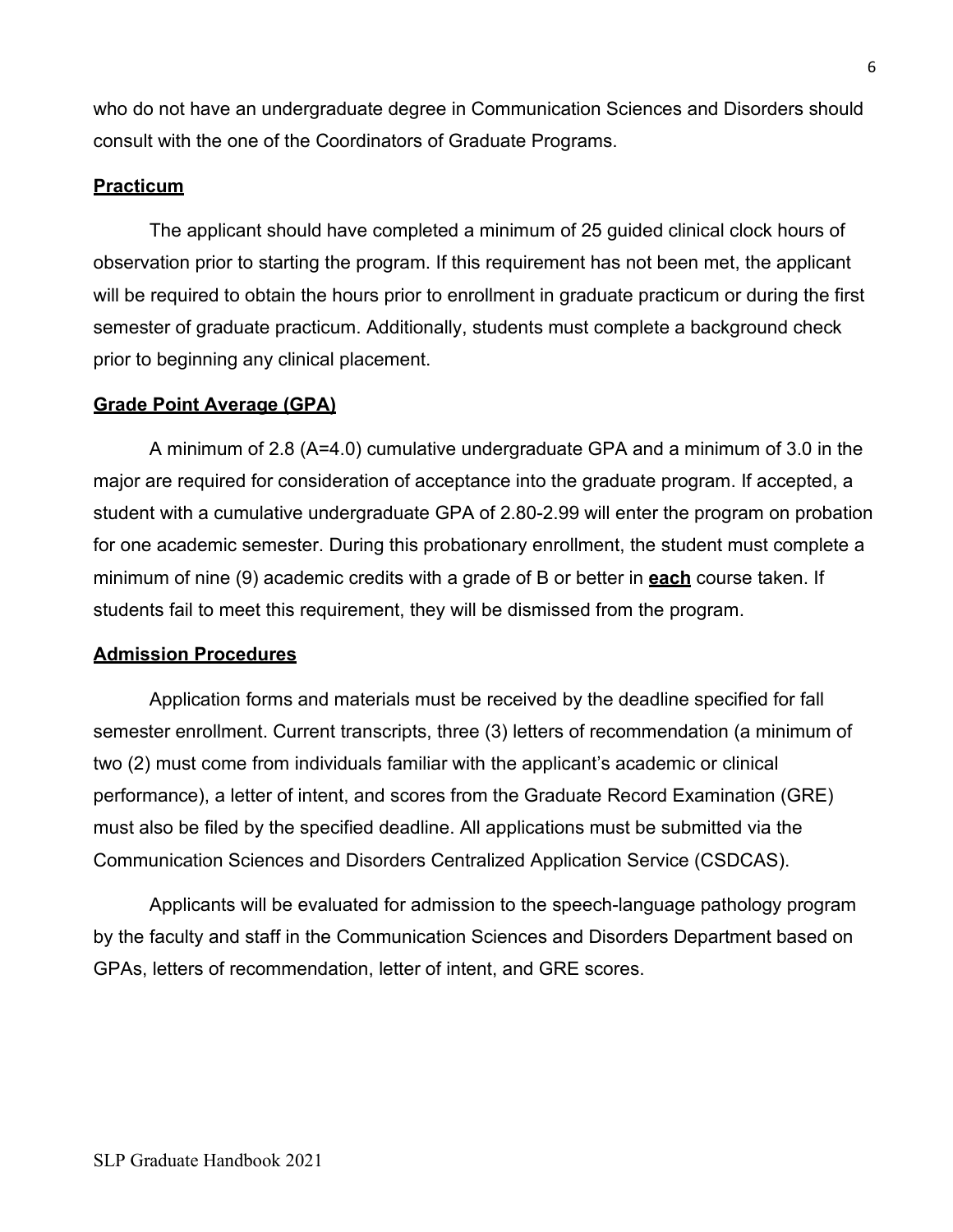who do not have an undergraduate degree in Communication Sciences and Disorders should consult with the one of the Coordinators of Graduate Programs.

## Practicum

The applicant should have completed a minimum of 25 guided clinical clock hours of observation prior to starting the program. If this requirement has not been met, the applicant will be required to obtain the hours prior to enrollment in graduate practicum or during the first semester of graduate practicum. Additionally, students must complete a background check prior to beginning any clinical placement.

## Grade Point Average (GPA)

A minimum of 2.8 (A=4.0) cumulative undergraduate GPA and a minimum of 3.0 in the major are required for consideration of acceptance into the graduate program. If accepted, a student with a cumulative undergraduate GPA of 2.80-2.99 will enter the program on probation for one academic semester. During this probationary enrollment, the student must complete a minimum of nine (9) academic credits with a grade of B or better in **each** course taken. If students fail to meet this requirement, they will be dismissed from the program.

## Admission Procedures

Application forms and materials must be received by the deadline specified for fall semester enrollment. Current transcripts, three (3) letters of recommendation (a minimum of two (2) must come from individuals familiar with the applicant's academic or clinical performance), a letter of intent, and scores from the Graduate Record Examination (GRE) must also be filed by the specified deadline. All applications must be submitted via the Communication Sciences and Disorders Centralized Application Service (CSDCAS).

Applicants will be evaluated for admission to the speech-language pathology program by the faculty and staff in the Communication Sciences and Disorders Department based on GPAs, letters of recommendation, letter of intent, and GRE scores.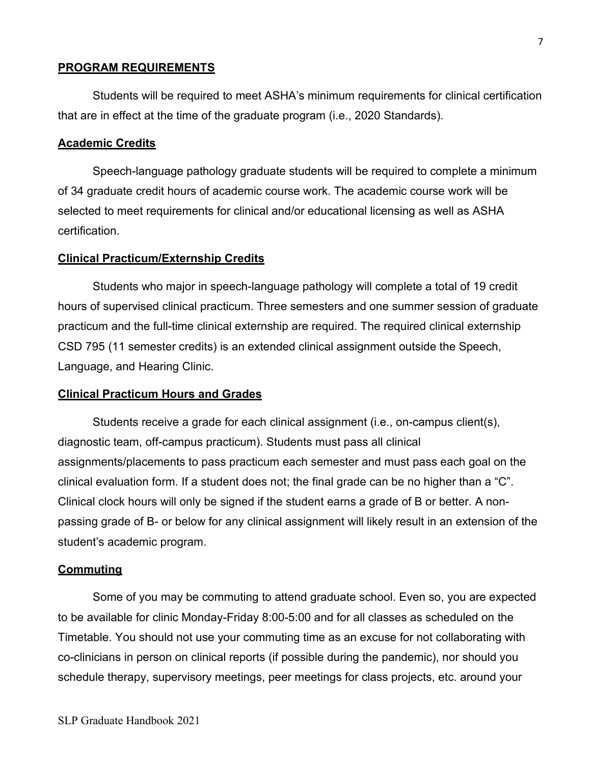## PROGRAM REQUIREMENTS

Students will be required to meet ASHA's minimum requirements for clinical certification that are in effect at the time of the graduate program (i.e., 2020 Standards).

### Academic Credits

Speech-language pathology graduate students will be required to complete a minimum of 34 graduate credit hours of academic course work. The academic course work will be selected to meet requirements for clinical and/or educational licensing as well as ASHA certification.

### Clinical Practicum/Externship Credits

Students who major in speech-language pathology will complete a total of 19 credit hours of supervised clinical practicum. Three semesters and one summer session of graduate practicum and the full-time clinical externship are required. The required clinical externship CSD 795 (11 semester credits) is an extended clinical assignment outside the Speech, Language, and Hearing Clinic.

### Clinical Practicum Hours and Grades

Students receive a grade for each clinical assignment (i.e., on-campus client(s), diagnostic team, off-campus practicum). Students must pass all clinical assignments/placements to pass practicum each semester and must pass each goal on the clinical evaluation form. If a student does not; the final grade can be no higher than a "C". Clinical clock hours will only be signed if the student earns a grade of B or better. A non-passing grade of B- or below for any clinical assignment will likely result in an extension of the student's academic program.

### Commuting

Some of you may be commuting to attend graduate school. Even so, you are expected to be available for clinic Monday-Friday 8:00-5:00 and for all classes as scheduled on the Timetable. You should not use your commuting time as an excuse for not collaborating with co-clinicians in person on clinical reports (if possible during the pandemic), nor should you schedule therapy, supervisory meetings, peer meetings for class projects, etc. around your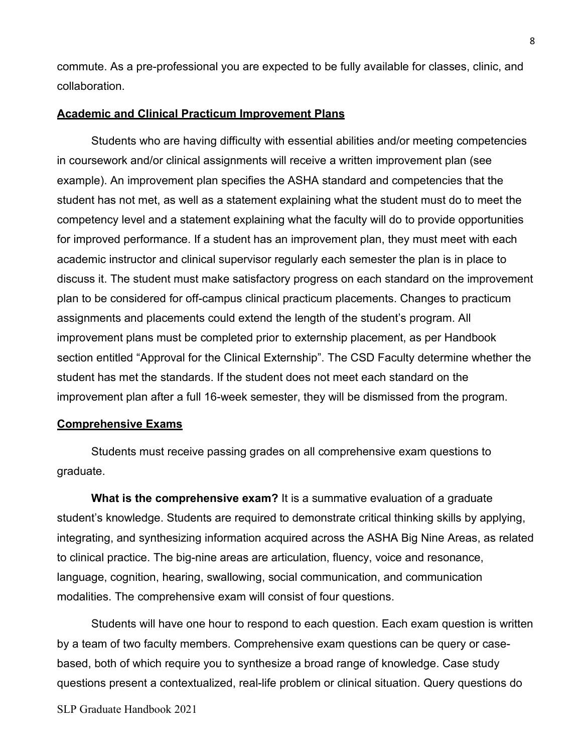commute. As a pre-professional you are expected to be fully available for classes, clinic, and collaboration.

## Academic and Clinical Practicum Improvement Plans

Students who are having difficulty with essential abilities and/or meeting competencies in coursework and/or clinical assignments will receive a written improvement plan (see example). An improvement plan specifies the ASHA standard and competencies that the student has not met, as well as a statement explaining what the student must do to meet the competency level and a statement explaining what the faculty will do to provide opportunities for improved performance. If a student has an improvement plan, they must meet with each academic instructor and clinical supervisor regularly each semester the plan is in place to discuss it. The student must make satisfactory progress on each standard on the improvement plan to be considered for off-campus clinical practicum placements. Changes to practicum assignments and placements could extend the length of the student's program. All improvement plans must be completed prior to externship placement, as per Handbook section entitled "Approval for the Clinical Externship". The CSD Faculty determine whether the student has met the standards. If the student does not meet each standard on the improvement plan after a full 16-week semester, they will be dismissed from the program.

## Comprehensive Exams

Students must receive passing grades on all comprehensive exam questions to graduate.

**What is the comprehensive exam?** It is a summative evaluation of a graduate student's knowledge. Students are required to demonstrate critical thinking skills by applying, integrating, and synthesizing information acquired across the ASHA Big Nine Areas, as related to clinical practice. The big-nine areas are articulation, fluency, voice and resonance, language, cognition, hearing, swallowing, social communication, and communication modalities. The comprehensive exam will consist of four questions.

Students will have one hour to respond to each question. Each exam question is written by a team of two faculty members. Comprehensive exam questions can be query or case-based, both of which require you to synthesize a broad range of knowledge. Case study questions present a contextualized, real-life problem or clinical situation. Query questions do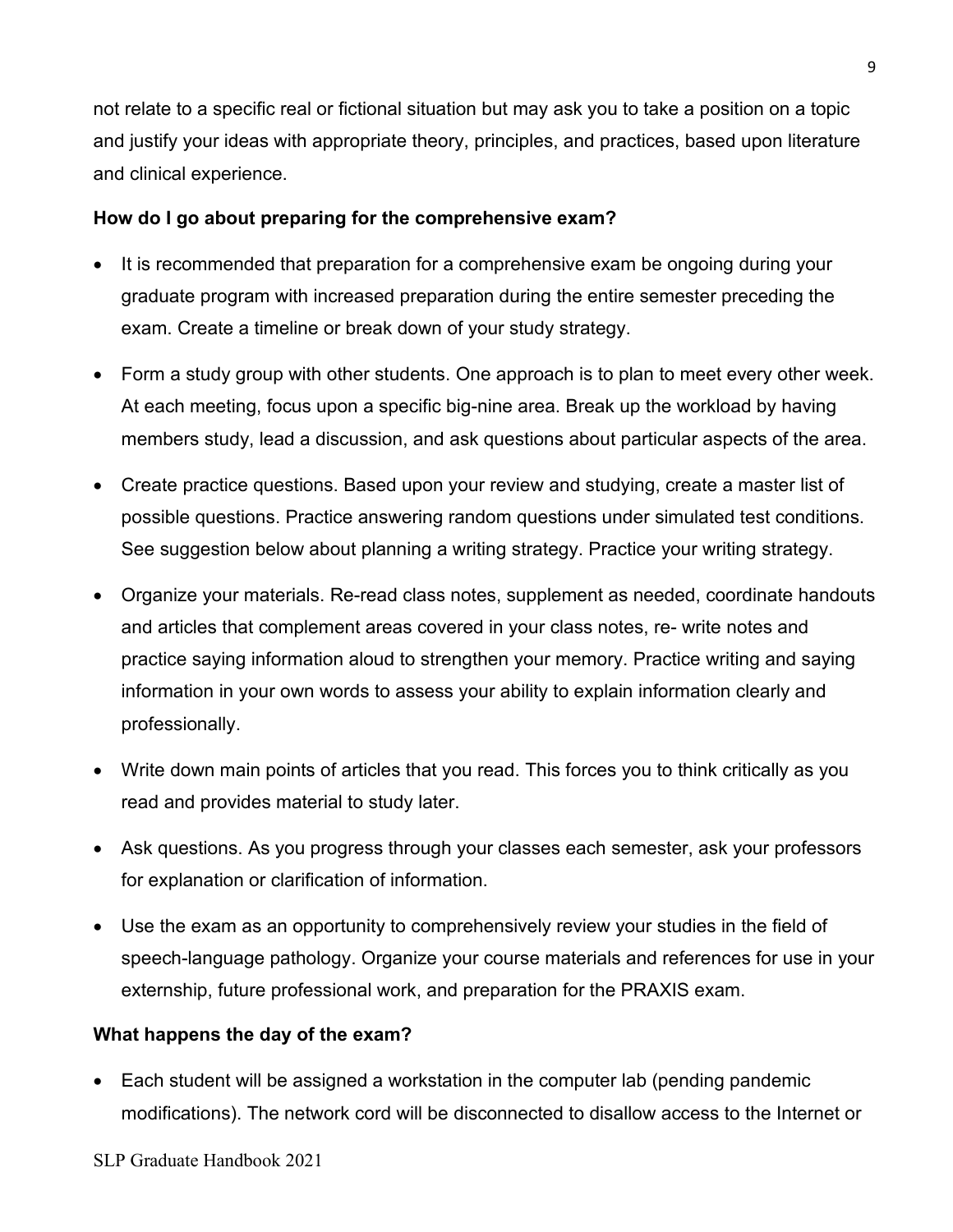not relate to a specific real or fictional situation but may ask you to take a position on a topic and justify your ideas with appropriate theory, principles, and practices, based upon literature and clinical experience.

**How do I go about preparing for the comprehensive exam?**

- It is recommended that preparation for a comprehensive exam be ongoing during your graduate program with increased preparation during the entire semester preceding the exam. Create a timeline or break down of your study strategy.
- Form a study group with other students. One approach is to plan to meet every other week. At each meeting, focus upon a specific big-nine area. Break up the workload by having members study, lead a discussion, and ask questions about particular aspects of the area.
- Create practice questions. Based upon your review and studying, create a master list of possible questions. Practice answering random questions under simulated test conditions. See suggestion below about planning a writing strategy. Practice your writing strategy.
- Organize your materials. Re-read class notes, supplement as needed, coordinate handouts and articles that complement areas covered in your class notes, re- write notes and practice saying information aloud to strengthen your memory. Practice writing and saying information in your own words to assess your ability to explain information clearly and professionally.
- Write down main points of articles that you read. This forces you to think critically as you read and provides material to study later.
- Ask questions. As you progress through your classes each semester, ask your professors for explanation or clarification of information.
- Use the exam as an opportunity to comprehensively review your studies in the field of speech-language pathology. Organize your course materials and references for use in your externship, future professional work, and preparation for the PRAXIS exam.

**What happens the day of the exam?**

- Each student will be assigned a workstation in the computer lab (pending pandemic modifications). The network cord will be disconnected to disallow access to the Internet or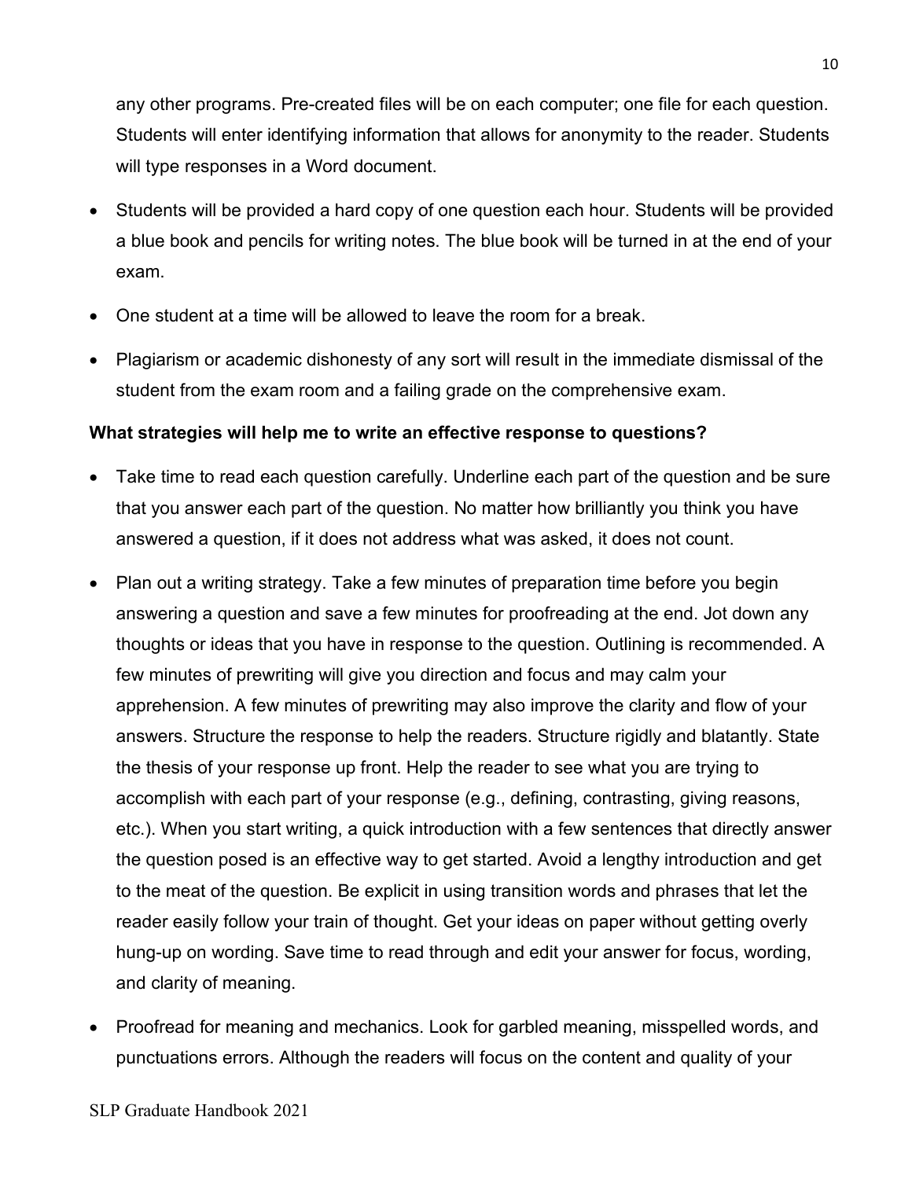any other programs. Pre-created files will be on each computer; one file for each question. Students will enter identifying information that allows for anonymity to the reader. Students will type responses in a Word document.

- Students will be provided a hard copy of one question each hour. Students will be provided a blue book and pencils for writing notes. The blue book will be turned in at the end of your exam.
- One student at a time will be allowed to leave the room for a break.
- Plagiarism or academic dishonesty of any sort will result in the immediate dismissal of the student from the exam room and a failing grade on the comprehensive exam.

**What strategies will help me to write an effective response to questions?**

- Take time to read each question carefully. Underline each part of the question and be sure that you answer each part of the question. No matter how brilliantly you think you have answered a question, if it does not address what was asked, it does not count.
- Plan out a writing strategy. Take a few minutes of preparation time before you begin answering a question and save a few minutes for proofreading at the end. Jot down any thoughts or ideas that you have in response to the question. Outlining is recommended. A few minutes of prewriting will give you direction and focus and may calm your apprehension. A few minutes of prewriting may also improve the clarity and flow of your answers. Structure the response to help the readers. Structure rigidly and blatantly. State the thesis of your response up front. Help the reader to see what you are trying to accomplish with each part of your response (e.g., defining, contrasting, giving reasons, etc.). When you start writing, a quick introduction with a few sentences that directly answer the question posed is an effective way to get started. Avoid a lengthy introduction and get to the meat of the question. Be explicit in using transition words and phrases that let the reader easily follow your train of thought. Get your ideas on paper without getting overly hung-up on wording. Save time to read through and edit your answer for focus, wording, and clarity of meaning.
- Proofread for meaning and mechanics. Look for garbled meaning, misspelled words, and punctuations errors. Although the readers will focus on the content and quality of your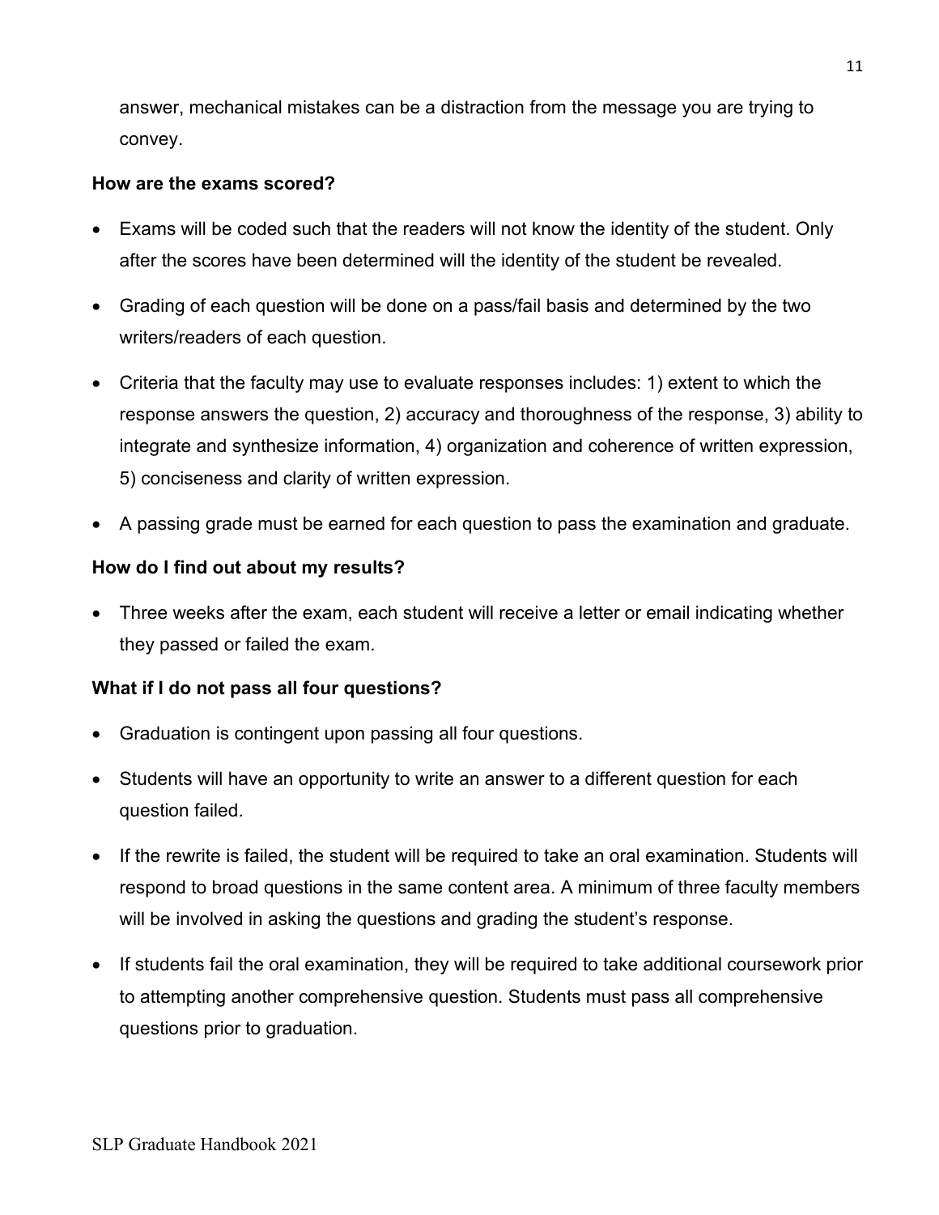answer, mechanical mistakes can be a distraction from the message you are trying to convey.

**How are the exams scored?**

- Exams will be coded such that the readers will not know the identity of the student. Only after the scores have been determined will the identity of the student be revealed.
- Grading of each question will be done on a pass/fail basis and determined by the two writers/readers of each question.
- Criteria that the faculty may use to evaluate responses includes: 1) extent to which the response answers the question, 2) accuracy and thoroughness of the response, 3) ability to integrate and synthesize information, 4) organization and coherence of written expression, 5) conciseness and clarity of written expression.
- A passing grade must be earned for each question to pass the examination and graduate.

**How do I find out about my results?**

- Three weeks after the exam, each student will receive a letter or email indicating whether they passed or failed the exam.

**What if I do not pass all four questions?**

- Graduation is contingent upon passing all four questions.
- Students will have an opportunity to write an answer to a different question for each question failed.
- If the rewrite is failed, the student will be required to take an oral examination. Students will respond to broad questions in the same content area. A minimum of three faculty members will be involved in asking the questions and grading the student's response.
- If students fail the oral examination, they will be required to take additional coursework prior to attempting another comprehensive question. Students must pass all comprehensive questions prior to graduation.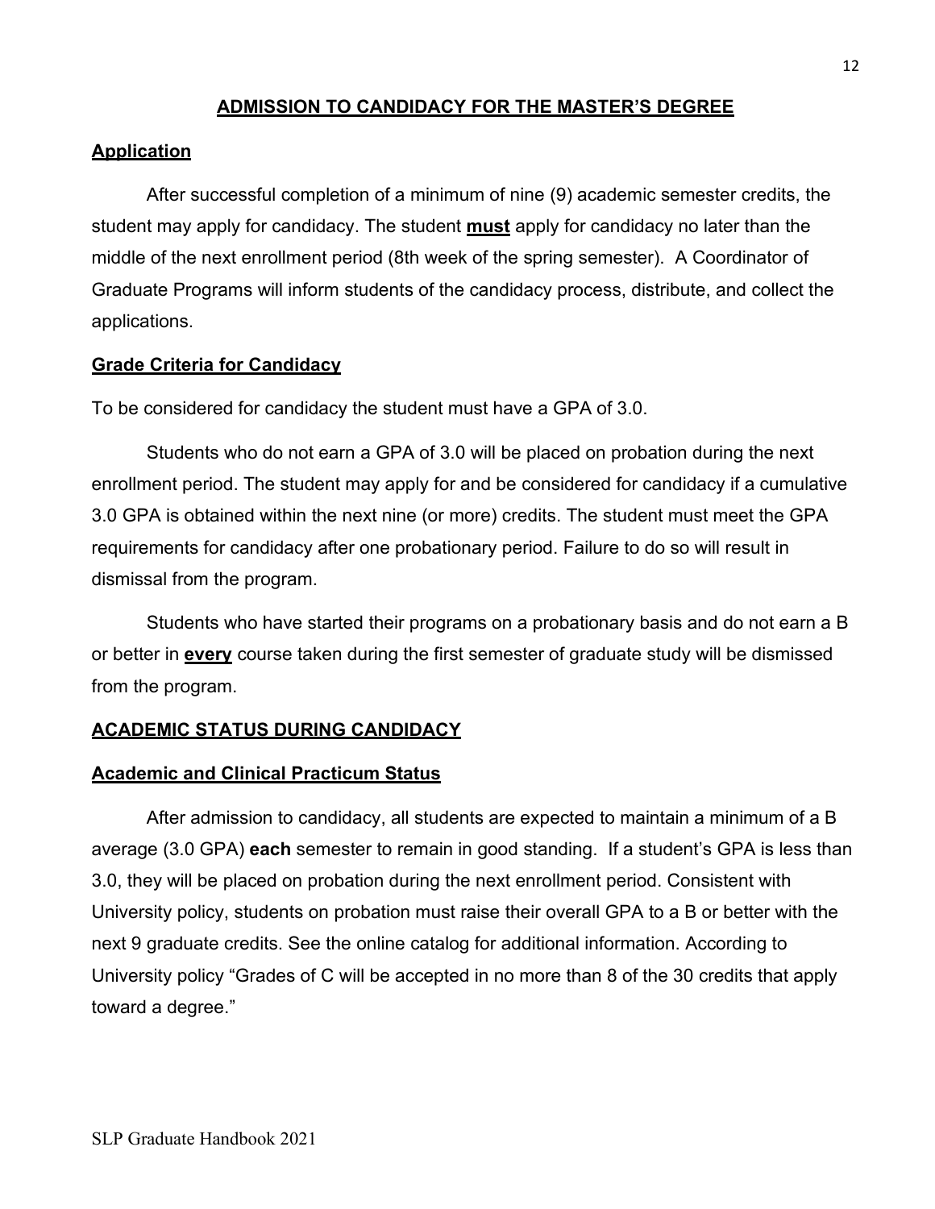## ADMISSION TO CANDIDACY FOR THE MASTER'S DEGREE

### Application

After successful completion of a minimum of nine (9) academic semester credits, the student may apply for candidacy. The student **must** apply for candidacy no later than the middle of the next enrollment period (8th week of the spring semester). A Coordinator of Graduate Programs will inform students of the candidacy process, distribute, and collect the applications.

### Grade Criteria for Candidacy

To be considered for candidacy the student must have a GPA of 3.0.

Students who do not earn a GPA of 3.0 will be placed on probation during the next enrollment period. The student may apply for and be considered for candidacy if a cumulative 3.0 GPA is obtained within the next nine (or more) credits. The student must meet the GPA requirements for candidacy after one probationary period. Failure to do so will result in dismissal from the program.

Students who have started their programs on a probationary basis and do not earn a B or better in **every** course taken during the first semester of graduate study will be dismissed from the program.

## ACADEMIC STATUS DURING CANDIDACY

### Academic and Clinical Practicum Status

After admission to candidacy, all students are expected to maintain a minimum of a B average (3.0 GPA) **each** semester to remain in good standing. If a student's GPA is less than 3.0, they will be placed on probation during the next enrollment period. Consistent with University policy, students on probation must raise their overall GPA to a B or better with the next 9 graduate credits. See the online catalog for additional information. According to University policy "Grades of C will be accepted in no more than 8 of the 30 credits that apply toward a degree."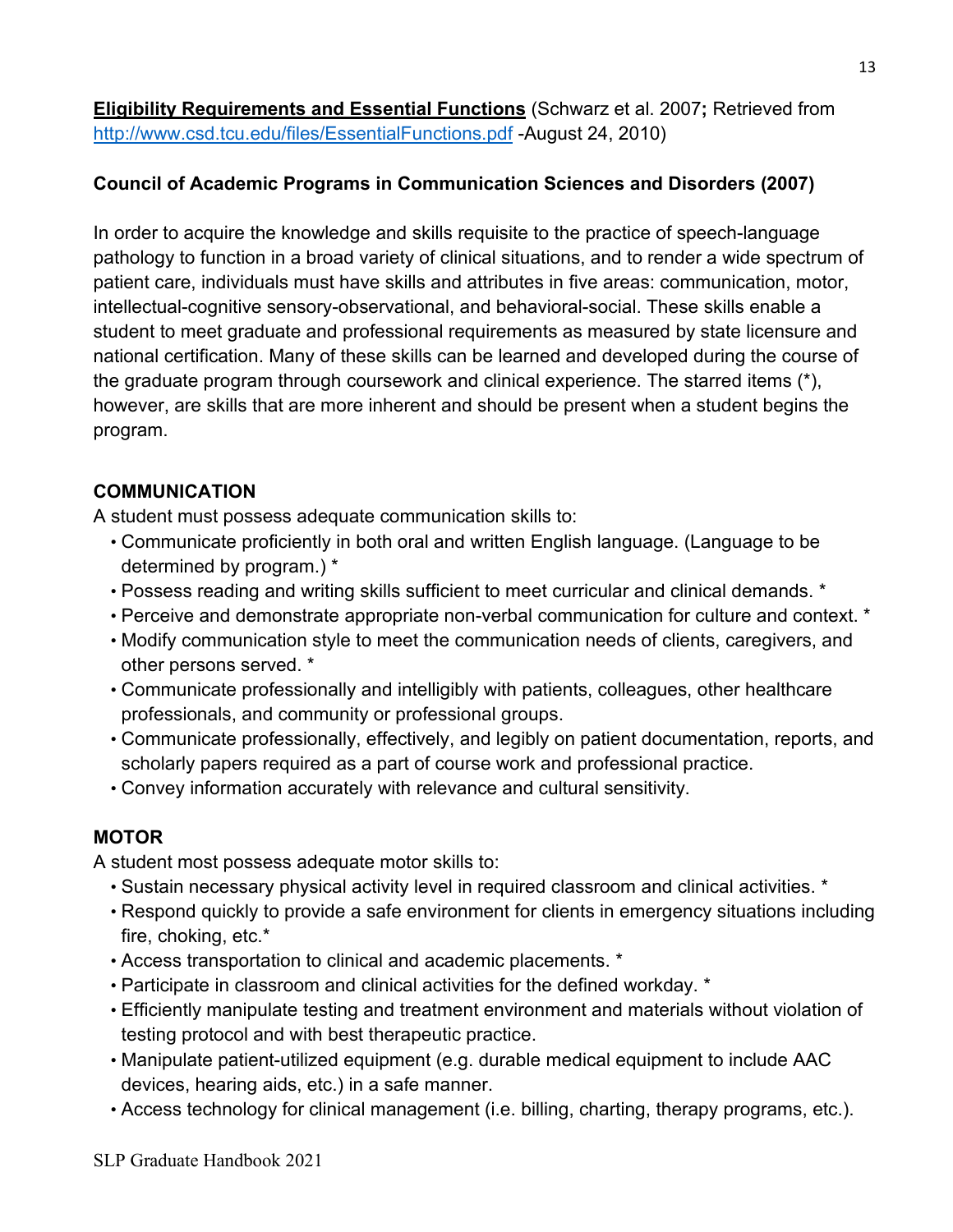**<u>Eligibility Requirements and Essential Functions</u>** (Schwarz et al. 2007**;** Retrieved from [http://www.csd.tcu.edu/files/EssentialFunctions.pdf](http://www.csd.tcu.edu/files/EssentialFunctions.pdf) -August 24, 2010)

**Council of Academic Programs in Communication Sciences and Disorders (2007)**

In order to acquire the knowledge and skills requisite to the practice of speech-language pathology to function in a broad variety of clinical situations, and to render a wide spectrum of patient care, individuals must have skills and attributes in five areas: communication, motor, intellectual-cognitive sensory-observational, and behavioral-social. These skills enable a student to meet graduate and professional requirements as measured by state licensure and national certification. Many of these skills can be learned and developed during the course of the graduate program through coursework and clinical experience. The starred items (*), however, are skills that are more inherent and should be present when a student begins the program.

**COMMUNICATION**

A student must possess adequate communication skills to:

- Communicate proficiently in both oral and written English language. (Language to be determined by program.) *
- Possess reading and writing skills sufficient to meet curricular and clinical demands. *
- Perceive and demonstrate appropriate non-verbal communication for culture and context. *
- Modify communication style to meet the communication needs of clients, caregivers, and other persons served. *
- Communicate professionally and intelligibly with patients, colleagues, other healthcare professionals, and community or professional groups.
- Communicate professionally, effectively, and legibly on patient documentation, reports, and scholarly papers required as a part of course work and professional practice.
- Convey information accurately with relevance and cultural sensitivity.

**MOTOR**

A student most possess adequate motor skills to:

- Sustain necessary physical activity level in required classroom and clinical activities. *
- Respond quickly to provide a safe environment for clients in emergency situations including fire, choking, etc.*
- Access transportation to clinical and academic placements. *
- Participate in classroom and clinical activities for the defined workday. *
- Efficiently manipulate testing and treatment environment and materials without violation of testing protocol and with best therapeutic practice.
- Manipulate patient-utilized equipment (e.g. durable medical equipment to include AAC devices, hearing aids, etc.) in a safe manner.
- Access technology for clinical management (i.e. billing, charting, therapy programs, etc.).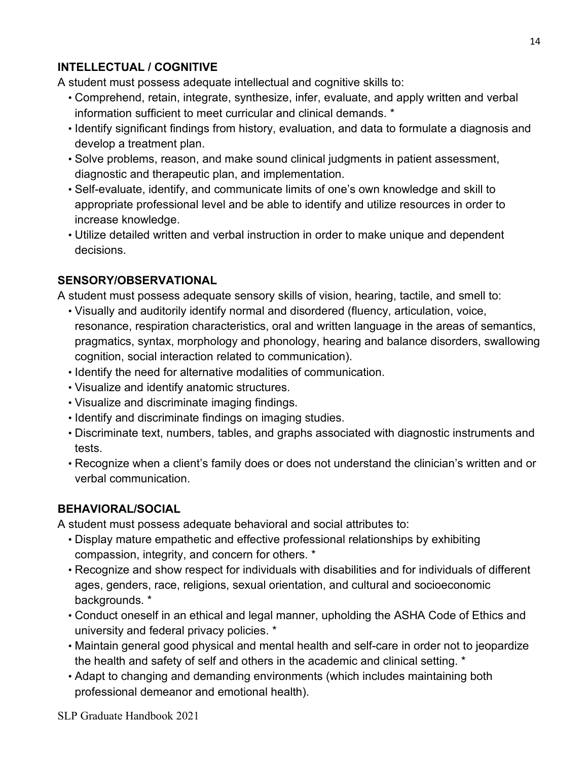**INTELLECTUAL / COGNITIVE**

A student must possess adequate intellectual and cognitive skills to:

- Comprehend, retain, integrate, synthesize, infer, evaluate, and apply written and verbal information sufficient to meet curricular and clinical demands. *
- Identify significant findings from history, evaluation, and data to formulate a diagnosis and develop a treatment plan.
- Solve problems, reason, and make sound clinical judgments in patient assessment, diagnostic and therapeutic plan, and implementation.
- Self-evaluate, identify, and communicate limits of one's own knowledge and skill to appropriate professional level and be able to identify and utilize resources in order to increase knowledge.
- Utilize detailed written and verbal instruction in order to make unique and dependent decisions.

**SENSORY/OBSERVATIONAL**

A student must possess adequate sensory skills of vision, hearing, tactile, and smell to:

- Visually and auditorily identify normal and disordered (fluency, articulation, voice, resonance, respiration characteristics, oral and written language in the areas of semantics, pragmatics, syntax, morphology and phonology, hearing and balance disorders, swallowing cognition, social interaction related to communication).
- Identify the need for alternative modalities of communication.
- Visualize and identify anatomic structures.
- Visualize and discriminate imaging findings.
- Identify and discriminate findings on imaging studies.
- Discriminate text, numbers, tables, and graphs associated with diagnostic instruments and tests.
- Recognize when a client's family does or does not understand the clinician's written and or verbal communication.

**BEHAVIORAL/SOCIAL**

A student must possess adequate behavioral and social attributes to:

- Display mature empathetic and effective professional relationships by exhibiting compassion, integrity, and concern for others. *
- Recognize and show respect for individuals with disabilities and for individuals of different ages, genders, race, religions, sexual orientation, and cultural and socioeconomic backgrounds. *
- Conduct oneself in an ethical and legal manner, upholding the ASHA Code of Ethics and university and federal privacy policies. *
- Maintain general good physical and mental health and self-care in order not to jeopardize the health and safety of self and others in the academic and clinical setting. *
- Adapt to changing and demanding environments (which includes maintaining both professional demeanor and emotional health).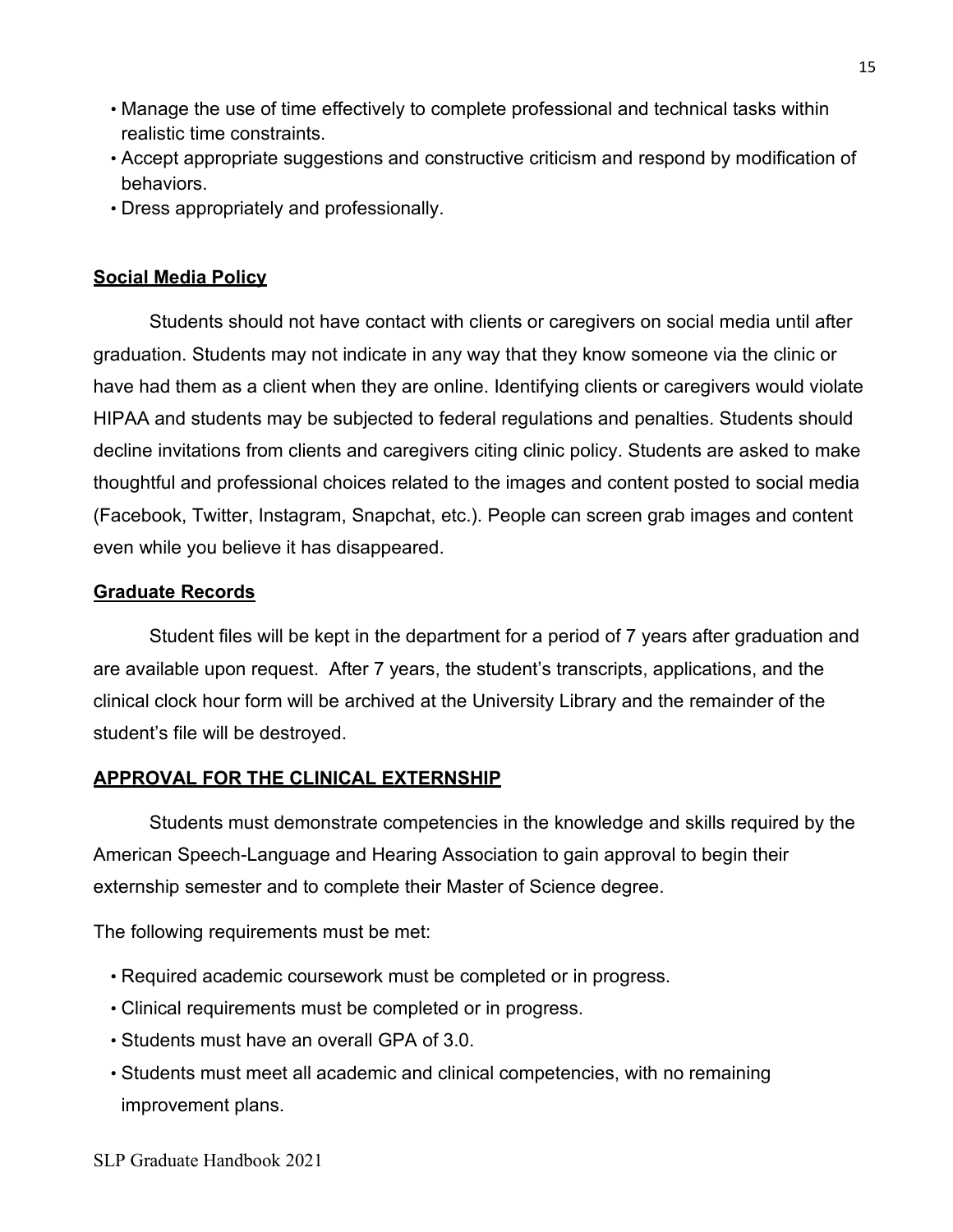- Manage the use of time effectively to complete professional and technical tasks within realistic time constraints.
- Accept appropriate suggestions and constructive criticism and respond by modification of behaviors.
- Dress appropriately and professionally.

## Social Media Policy

Students should not have contact with clients or caregivers on social media until after graduation. Students may not indicate in any way that they know someone via the clinic or have had them as a client when they are online. Identifying clients or caregivers would violate HIPAA and students may be subjected to federal regulations and penalties. Students should decline invitations from clients and caregivers citing clinic policy. Students are asked to make thoughtful and professional choices related to the images and content posted to social media (Facebook, Twitter, Instagram, Snapchat, etc.). People can screen grab images and content even while you believe it has disappeared.

## Graduate Records

Student files will be kept in the department for a period of 7 years after graduation and are available upon request. After 7 years, the student's transcripts, applications, and the clinical clock hour form will be archived at the University Library and the remainder of the student's file will be destroyed.

## APPROVAL FOR THE CLINICAL EXTERNSHIP

Students must demonstrate competencies in the knowledge and skills required by the American Speech-Language and Hearing Association to gain approval to begin their externship semester and to complete their Master of Science degree.

The following requirements must be met:

- Required academic coursework must be completed or in progress.
- Clinical requirements must be completed or in progress.
- Students must have an overall GPA of 3.0.
- Students must meet all academic and clinical competencies, with no remaining improvement plans.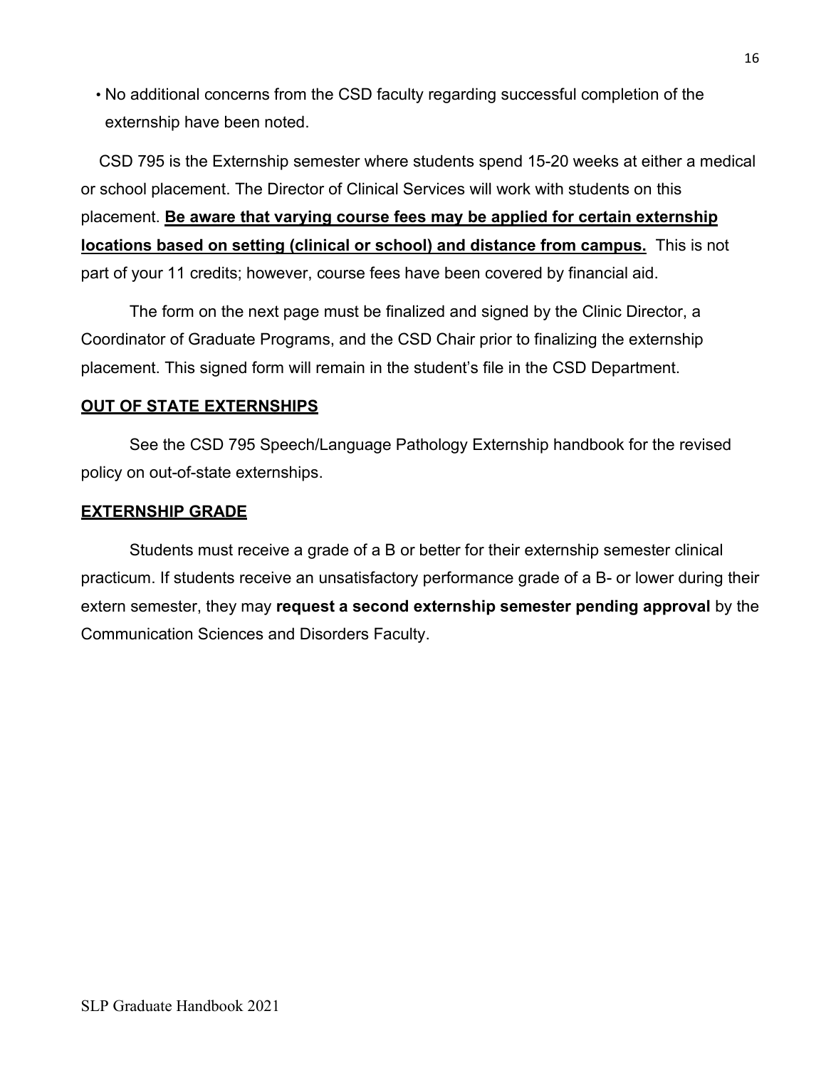- No additional concerns from the CSD faculty regarding successful completion of the externship have been noted.

CSD 795 is the Externship semester where students spend 15-20 weeks at either a medical or school placement. The Director of Clinical Services will work with students on this placement. **Be aware that varying course fees may be applied for certain externship locations based on setting (clinical or school) and distance from campus.** This is not part of your 11 credits; however, course fees have been covered by financial aid.

The form on the next page must be finalized and signed by the Clinic Director, a Coordinator of Graduate Programs, and the CSD Chair prior to finalizing the externship placement. This signed form will remain in the student's file in the CSD Department.

## OUT OF STATE EXTERNSHIPS

See the CSD 795 Speech/Language Pathology Externship handbook for the revised policy on out-of-state externships.

## EXTERNSHIP GRADE

Students must receive a grade of a B or better for their externship semester clinical practicum. If students receive an unsatisfactory performance grade of a B- or lower during their extern semester, they may **request a second externship semester pending approval** by the Communication Sciences and Disorders Faculty.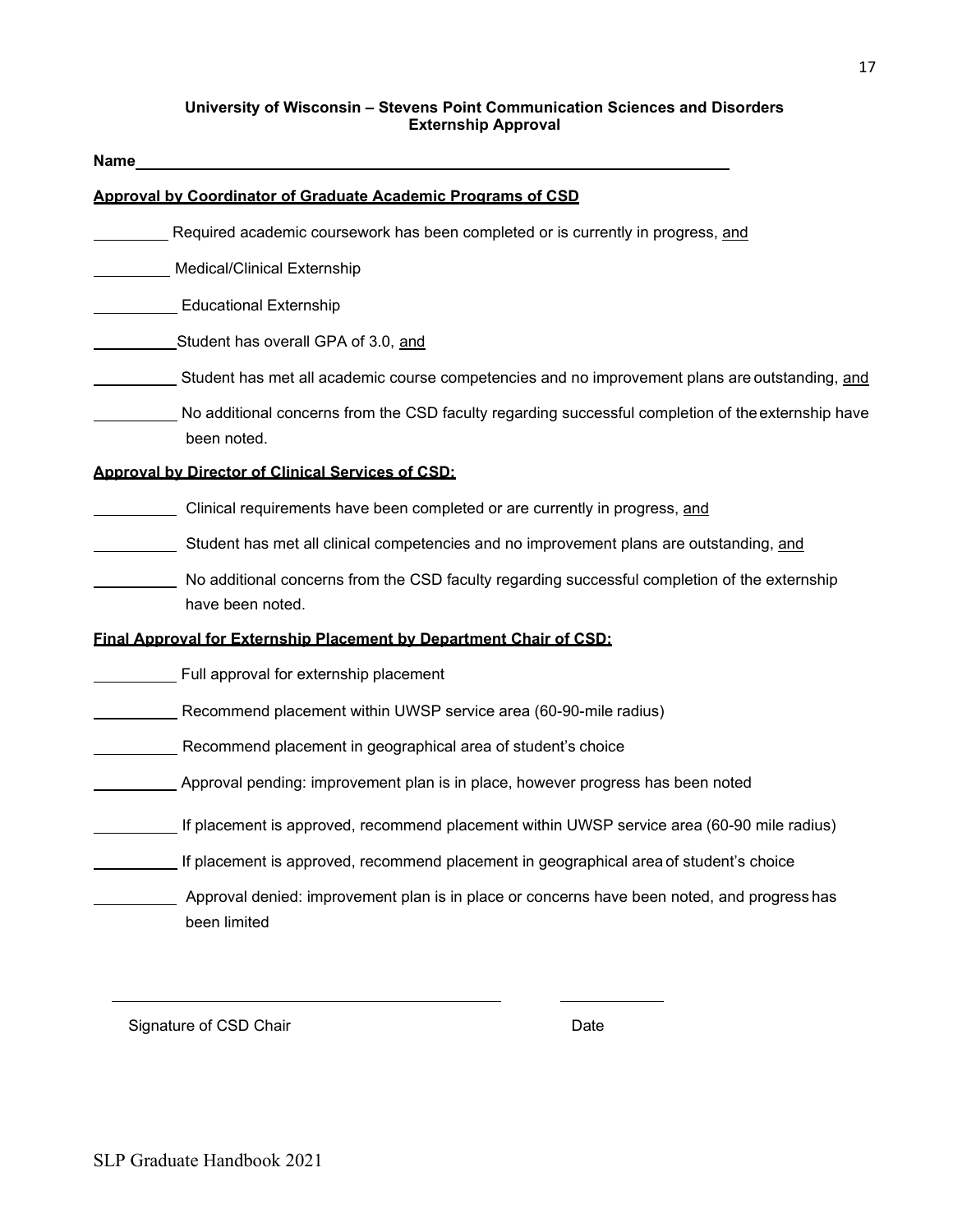**University of Wisconsin – Stevens Point Communication Sciences and Disorders**
**Externship Approval**

**Name**\_\_\_\_\_\_\_\_\_\_\_\_\_\_\_\_\_\_\_\_\_\_\_\_\_\_\_\_\_\_\_\_\_\_\_\_\_\_\_\_\_\_\_\_\_\_\_\_\_\_\_\_\_\_\_\_\_\_\_\_\_\_\_\_

**Approval by Coordinator of Graduate Academic Programs of CSD**

\_\_\_\_\_\_\_\_\_\_ Required academic coursework has been completed or is currently in progress, and

\_\_\_\_\_\_\_\_\_\_ Medical/Clinical Externship

\_\_\_\_\_\_\_\_\_\_ Educational Externship

\_\_\_\_\_\_\_\_\_\_ Student has overall GPA of 3.0, and

\_\_\_\_\_\_\_\_\_\_ Student has met all academic course competencies and no improvement plans are outstanding, and

\_\_\_\_\_\_\_\_\_\_ No additional concerns from the CSD faculty regarding successful completion of the externship have been noted.

**Approval by Director of Clinical Services of CSD:**

\_\_\_\_\_\_\_\_\_\_ Clinical requirements have been completed or are currently in progress, and

\_\_\_\_\_\_\_\_\_\_ Student has met all clinical competencies and no improvement plans are outstanding, and

\_\_\_\_\_\_\_\_\_\_ No additional concerns from the CSD faculty regarding successful completion of the externship have been noted.

**Final Approval for Externship Placement by Department Chair of CSD:**

\_\_\_\_\_\_\_\_\_\_ Full approval for externship placement

\_\_\_\_\_\_\_\_\_\_ Recommend placement within UWSP service area (60-90-mile radius)

\_\_\_\_\_\_\_\_\_\_ Recommend placement in geographical area of student's choice

\_\_\_\_\_\_\_\_\_\_ Approval pending: improvement plan is in place, however progress has been noted

\_\_\_\_\_\_\_\_\_\_ If placement is approved, recommend placement within UWSP service area (60-90 mile radius)

\_\_\_\_\_\_\_\_\_\_ If placement is approved, recommend placement in geographical area of student's choice

\_\_\_\_\_\_\_\_\_\_ Approval denied: improvement plan is in place or concerns have been noted, and progress has been limited

\_\_\_\_\_\_\_\_\_\_\_\_\_\_\_\_\_\_\_\_\_\_\_\_\_\_\_\_\_\_\_\_\_\_\_\_\_\_\_\_ \_\_\_\_\_\_\_\_\_\_\_\_

Signature of CSD Chair Date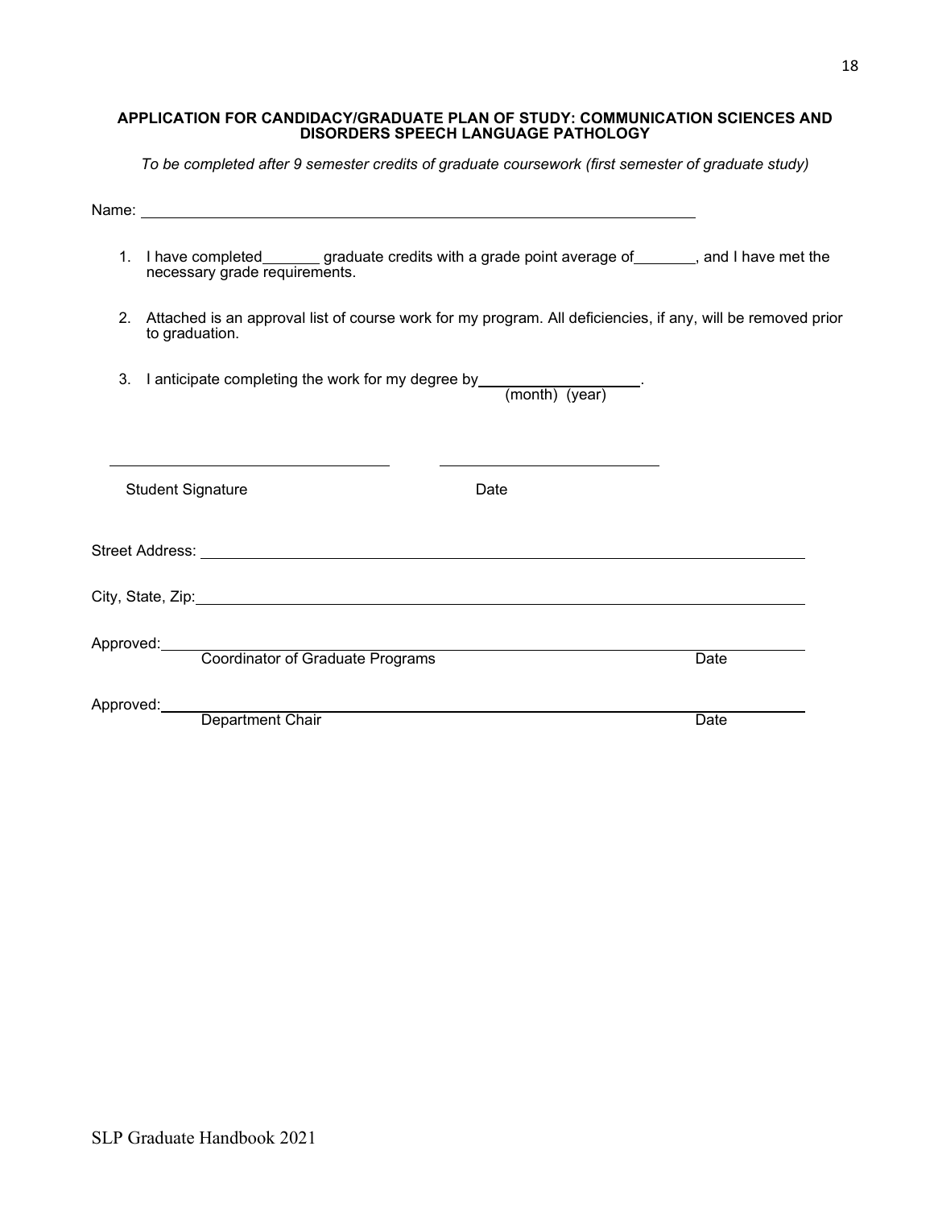**APPLICATION FOR CANDIDACY/GRADUATE PLAN OF STUDY: COMMUNICATION SCIENCES AND DISORDERS SPEECH LANGUAGE PATHOLOGY**

*To be completed after 9 semester credits of graduate coursework (first semester of graduate study)*

Name: ______________________________________________________________

1. I have completed_______ graduate credits with a grade point average of_______, and I have met the necessary grade requirements.

2. Attached is an approval list of course work for my program. All deficiencies, if any, will be removed prior to graduation.

3. I anticipate completing the work for my degree by___________________.
   (month) (year)

________________________________ ________________________

Student Signature Date

Street Address: ______________________________________________________________

City, State, Zip: ______________________________________________________________

Approved: ______________________________________________________________
Coordinator of Graduate Programs Date

Approved: ______________________________________________________________
Department Chair Date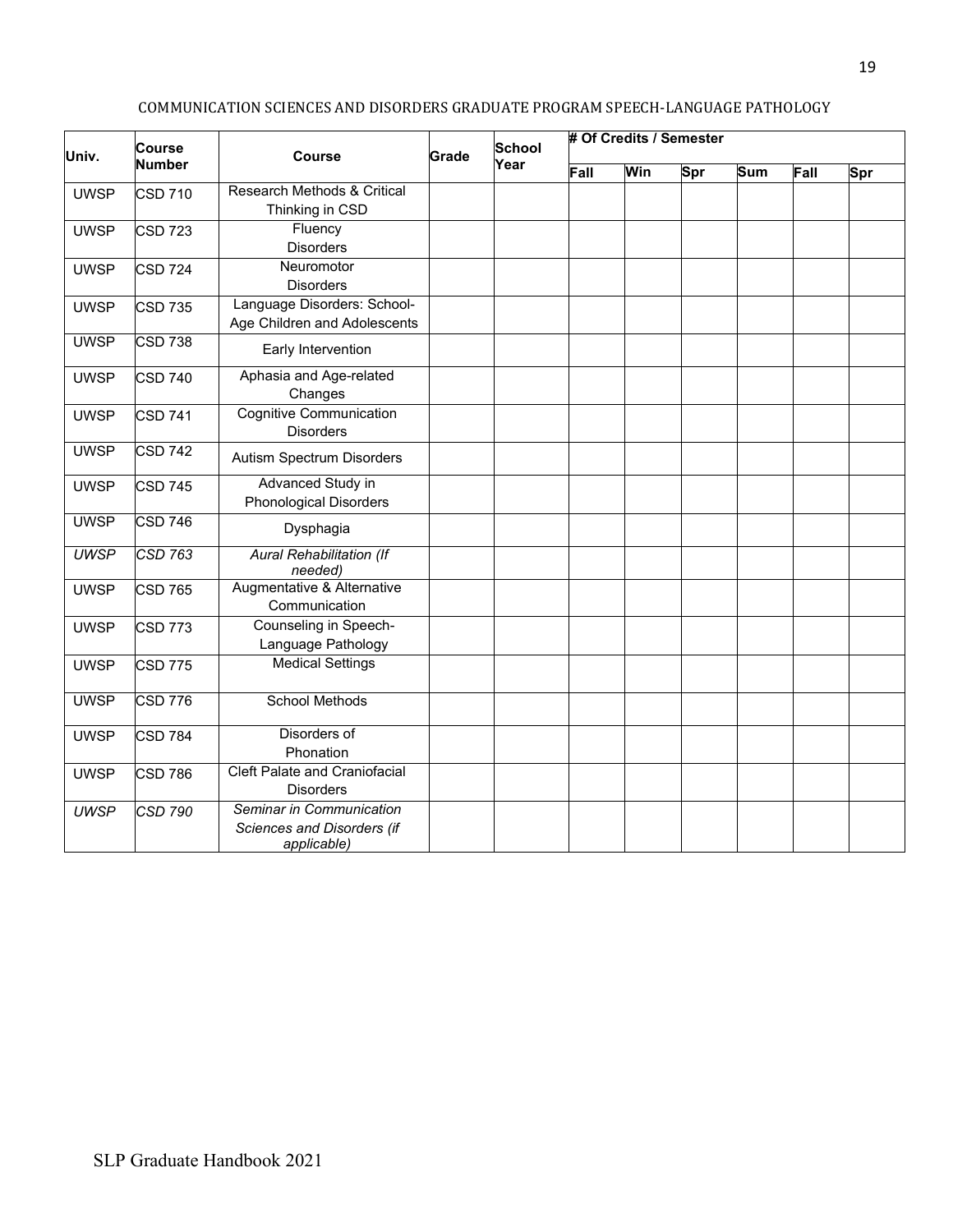COMMUNICATION SCIENCES AND DISORDERS GRADUATE PROGRAM SPEECH-LANGUAGE PATHOLOGY

| Univ. | Course Number | Course | Grade | School Year | # Of Credits / Semester | | | | | |
|---|---|---|---|---|---|---|---|---|---|---|
| | | | | | Fall | Win | Spr | Sum | Fall | Spr |
| UWSP | CSD 710 | Research Methods & Critical Thinking in CSD | | | | | | | | |
| UWSP | CSD 723 | Fluency Disorders | | | | | | | | |
| UWSP | CSD 724 | Neuromotor Disorders | | | | | | | | |
| UWSP | CSD 735 | Language Disorders: School-Age Children and Adolescents | | | | | | | | |
| UWSP | CSD 738 | Early Intervention | | | | | | | | |
| UWSP | CSD 740 | Aphasia and Age-related Changes | | | | | | | | |
| UWSP | CSD 741 | Cognitive Communication Disorders | | | | | | | | |
| UWSP | CSD 742 | Autism Spectrum Disorders | | | | | | | | |
| UWSP | CSD 745 | Advanced Study in Phonological Disorders | | | | | | | | |
| UWSP | CSD 746 | Dysphagia | | | | | | | | |
| *UWSP* | *CSD 763* | *Aural Rehabilitation (If needed)* | | | | | | | | |
| UWSP | CSD 765 | Augmentative & Alternative Communication | | | | | | | | |
| UWSP | CSD 773 | Counseling in Speech-Language Pathology | | | | | | | | |
| UWSP | CSD 775 | Medical Settings | | | | | | | | |
| UWSP | CSD 776 | School Methods | | | | | | | | |
| UWSP | CSD 784 | Disorders of Phonation | | | | | | | | |
| UWSP | CSD 786 | Cleft Palate and Craniofacial Disorders | | | | | | | | |
| *UWSP* | *CSD 790* | *Seminar in Communication Sciences and Disorders (if applicable)* | | | | | | | | |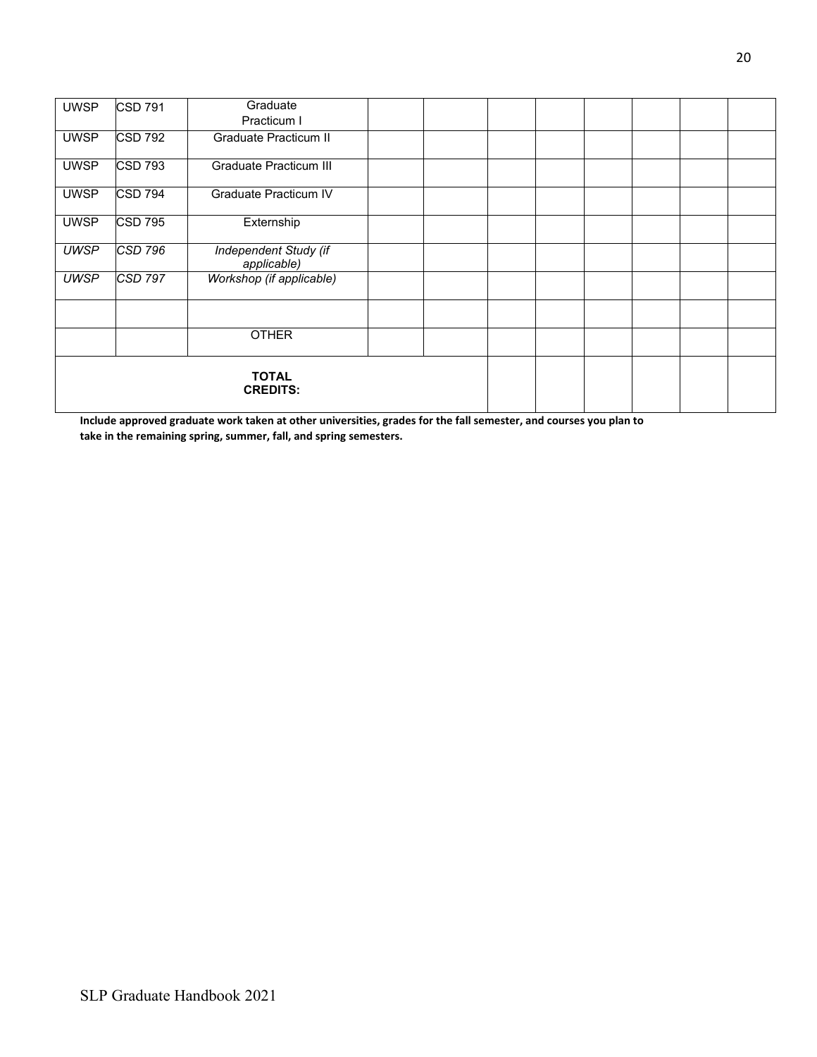| | | | | | | | | | | |
|---|---|---|---|---|---|---|---|---|---|---|
| UWSP | CSD 791 | Graduate Practicum I | | | | | | | | |
| UWSP | CSD 792 | Graduate Practicum II | | | | | | | | |
| UWSP | CSD 793 | Graduate Practicum III | | | | | | | | |
| UWSP | CSD 794 | Graduate Practicum IV | | | | | | | | |
| UWSP | CSD 795 | Externship | | | | | | | | |
| *UWSP* | *CSD 796* | *Independent Study (if applicable)* | | | | | | | | |
| *UWSP* | *CSD 797* | *Workshop (if applicable)* | | | | | | | | |
| | | | | | | | | | | |
| | | OTHER | | | | | | | | |
| **TOTAL CREDITS:** | | | | | | | | | | |

**Include approved graduate work taken at other universities, grades for the fall semester, and courses you plan to take in the remaining spring, summer, fall, and spring semesters.**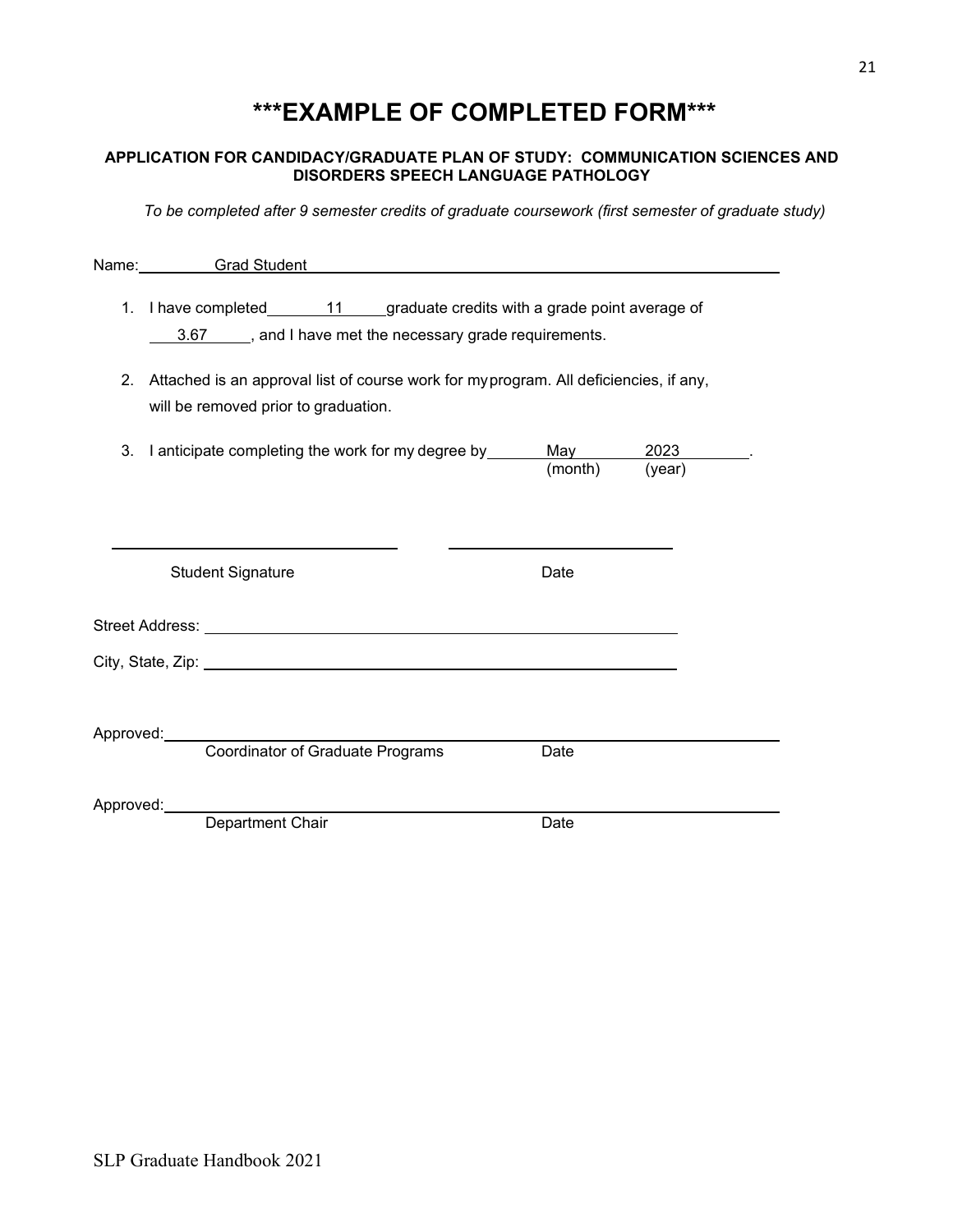# ***EXAMPLE OF COMPLETED FORM***

**APPLICATION FOR CANDIDACY/GRADUATE PLAN OF STUDY: COMMUNICATION SCIENCES AND DISORDERS SPEECH LANGUAGE PATHOLOGY**

*To be completed after 9 semester credits of graduate coursework (first semester of graduate study)*

Name: Grad Student

1. I have completed 11 graduate credits with a grade point average of 3.67, and I have met the necessary grade requirements.

2. Attached is an approval list of course work for my program. All deficiencies, if any, will be removed prior to graduation.

3. I anticipate completing the work for my degree by May (month) 2023 (year).

_______________________ _______________________

Student Signature Date

Street Address: _______________________

City, State, Zip: _______________________

Approved: _______________________
Coordinator of Graduate Programs Date

Approved: _______________________
Department Chair Date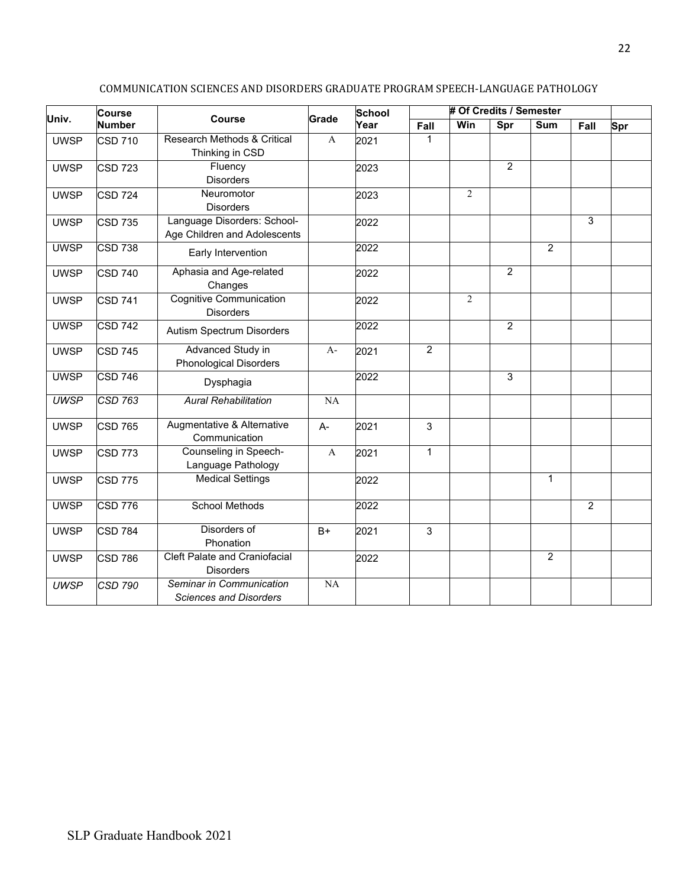COMMUNICATION SCIENCES AND DISORDERS GRADUATE PROGRAM SPEECH-LANGUAGE PATHOLOGY

| Univ. | Course Number | Course | Grade | School Year | # Of Credits / Semester | | | | | |
|---|---|---|---|---|---|---|---|---|---|---|
| | | | | | Fall | Win | Spr | Sum | Fall | Spr |
| UWSP | CSD 710 | Research Methods & Critical Thinking in CSD | A | 2021 | 1 | | | | | |
| UWSP | CSD 723 | Fluency Disorders | | 2023 | | | 2 | | | |
| UWSP | CSD 724 | Neuromotor Disorders | | 2023 | | 2 | | | | |
| UWSP | CSD 735 | Language Disorders: School-Age Children and Adolescents | | 2022 | | | | | 3 | |
| UWSP | CSD 738 | Early Intervention | | 2022 | | | | 2 | | |
| UWSP | CSD 740 | Aphasia and Age-related Changes | | 2022 | | | 2 | | | |
| UWSP | CSD 741 | Cognitive Communication Disorders | | 2022 | | 2 | | | | |
| UWSP | CSD 742 | Autism Spectrum Disorders | | 2022 | | | 2 | | | |
| UWSP | CSD 745 | Advanced Study in Phonological Disorders | A- | 2021 | 2 | | | | | |
| UWSP | CSD 746 | Dysphagia | | 2022 | | | 3 | | | |
| *UWSP* | *CSD 763* | *Aural Rehabilitation* | NA | | | | | | | |
| UWSP | CSD 765 | Augmentative & Alternative Communication | A- | 2021 | 3 | | | | | |
| UWSP | CSD 773 | Counseling in Speech-Language Pathology | A | 2021 | 1 | | | | | |
| UWSP | CSD 775 | Medical Settings | | 2022 | | | | 1 | | |
| UWSP | CSD 776 | School Methods | | 2022 | | | | | 2 | |
| UWSP | CSD 784 | Disorders of Phonation | B+ | 2021 | 3 | | | | | |
| UWSP | CSD 786 | Cleft Palate and Craniofacial Disorders | | 2022 | | | | 2 | | |
| *UWSP* | *CSD 790* | *Seminar in Communication Sciences and Disorders* | NA | | | | | | | |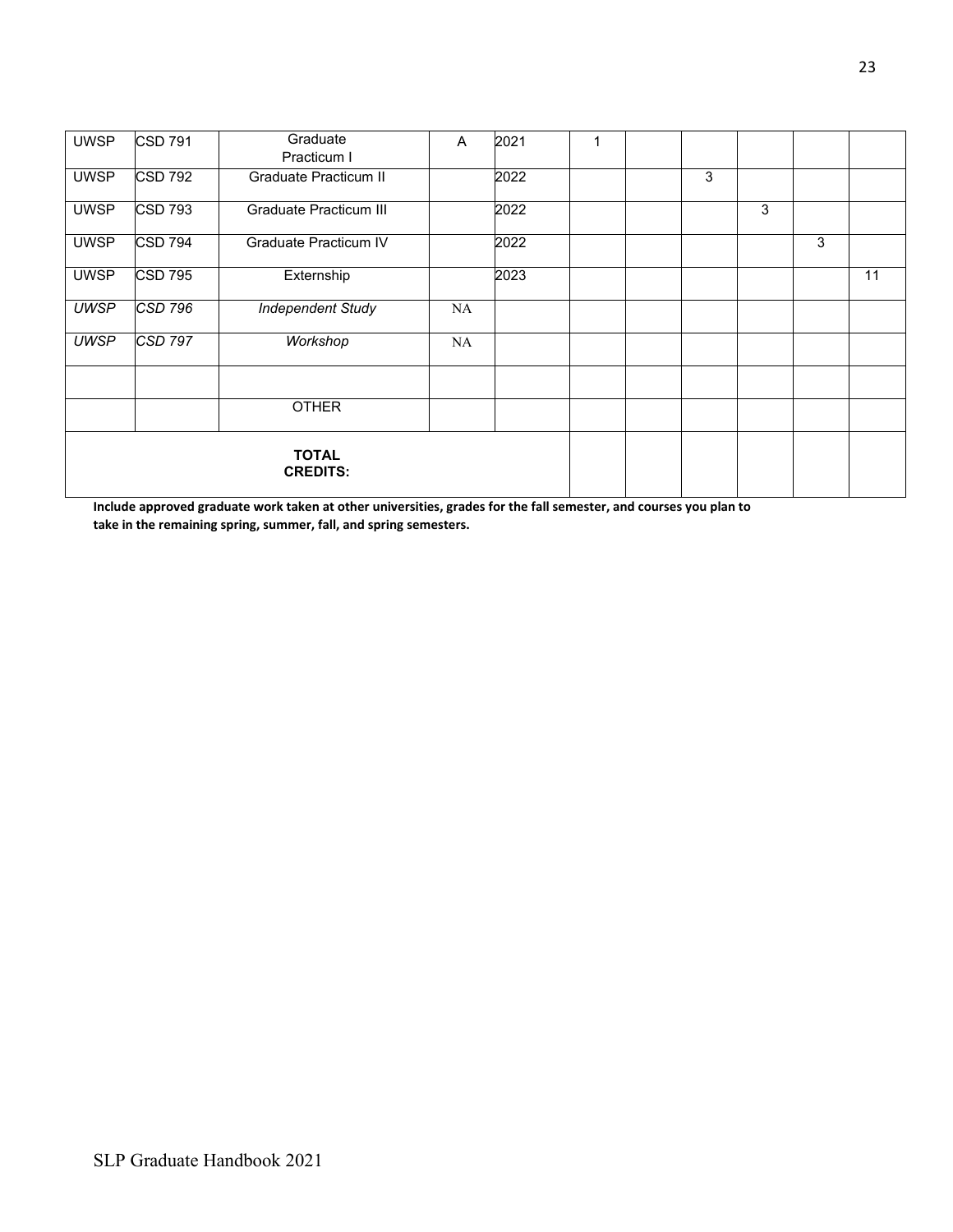| UWSP | CSD 791 | Graduate Practicum I | A | 2021 | 1 | | | | | |
|---|---|---|---|---|---|---|---|---|---|---|
| UWSP | CSD 792 | Graduate Practicum II | | 2022 | | | 3 | | | |
| UWSP | CSD 793 | Graduate Practicum III | | 2022 | | | | 3 | | |
| UWSP | CSD 794 | Graduate Practicum IV | | 2022 | | | | | 3 | |
| UWSP | CSD 795 | Externship | | 2023 | | | | | | 11 |
| *UWSP* | *CSD 796* | *Independent Study* | NA | | | | | | | |
| *UWSP* | *CSD 797* | *Workshop* | NA | | | | | | | |
| | | | | | | | | | | |
| | | OTHER | | | | | | | | |
| **TOTAL CREDITS:** | | | | | | | | | | |

**Include approved graduate work taken at other universities, grades for the fall semester, and courses you plan to take in the remaining spring, summer, fall, and spring semesters.**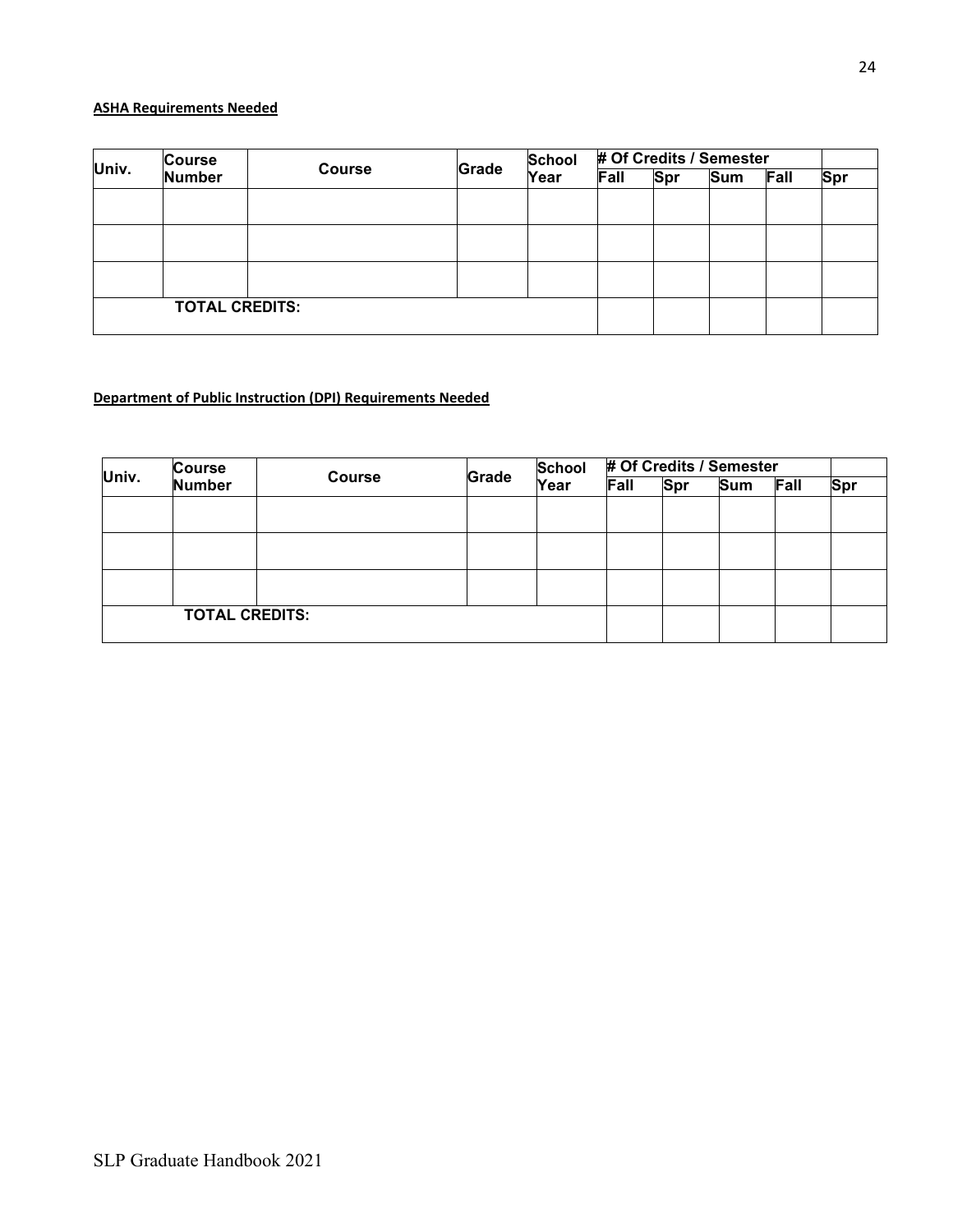**ASHA Requirements Needed**

| Univ. | Course Number | Course | Grade | School Year | # Of Credits / Semester | | | | |
|---|---|---|---|---|---|---|---|---|---|
| | | | | | Fall | Spr | Sum | Fall | Spr |
| | | | | | | | | | |
| | | | | | | | | | |
| | | | | | | | | | |
| TOTAL CREDITS: | | | | | | | | | |

**Department of Public Instruction (DPI) Requirements Needed**

| Univ. | Course Number | Course | Grade | School Year | # Of Credits / Semester | | | | |
|---|---|---|---|---|---|---|---|---|---|
| | | | | | Fall | Spr | Sum | Fall | Spr |
| | | | | | | | | | |
| | | | | | | | | | |
| | | | | | | | | | |
| TOTAL CREDITS: | | | | | | | | | |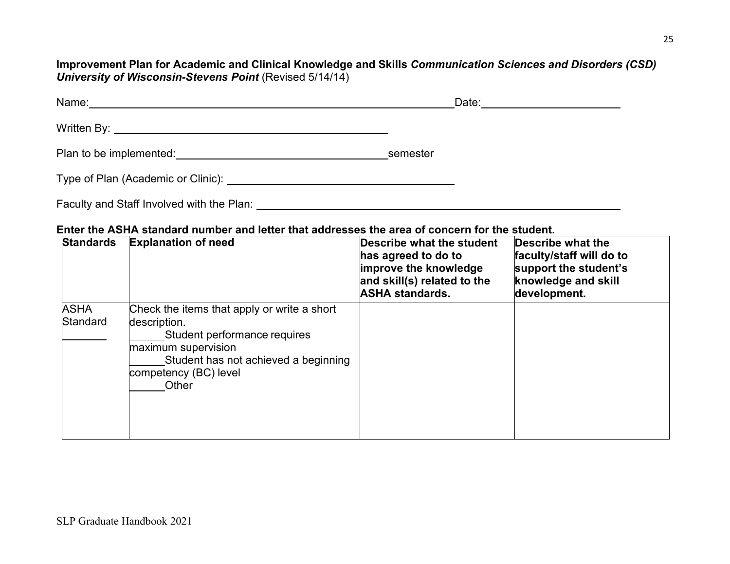**Improvement Plan for Academic and Clinical Knowledge and Skills** ***Communication Sciences and Disorders (CSD) University of Wisconsin-Stevens Point*** (Revised 5/14/14)

Name:________________________________________________________Date:_____________________

Written By: ____________________________________________

Plan to be implemented:__________________________________semester

Type of Plan (Academic or Clinic): ___________________________________

Faculty and Staff Involved with the Plan: ____________________________________________________

**Enter the ASHA standard number and letter that addresses the area of concern for the student.**

| **Standards** | **Explanation of need** | **Describe what the student has agreed to do to improve the knowledge and skill(s) related to the ASHA standards.** | **Describe what the faculty/staff will do to support the student's knowledge and skill development.** |
|---|---|---|---|
| ASHA Standard _______ | Check the items that apply or write a short description.<br>______Student performance requires maximum supervision<br>______Student has not achieved a beginning competency (BC) level<br>______Other | | |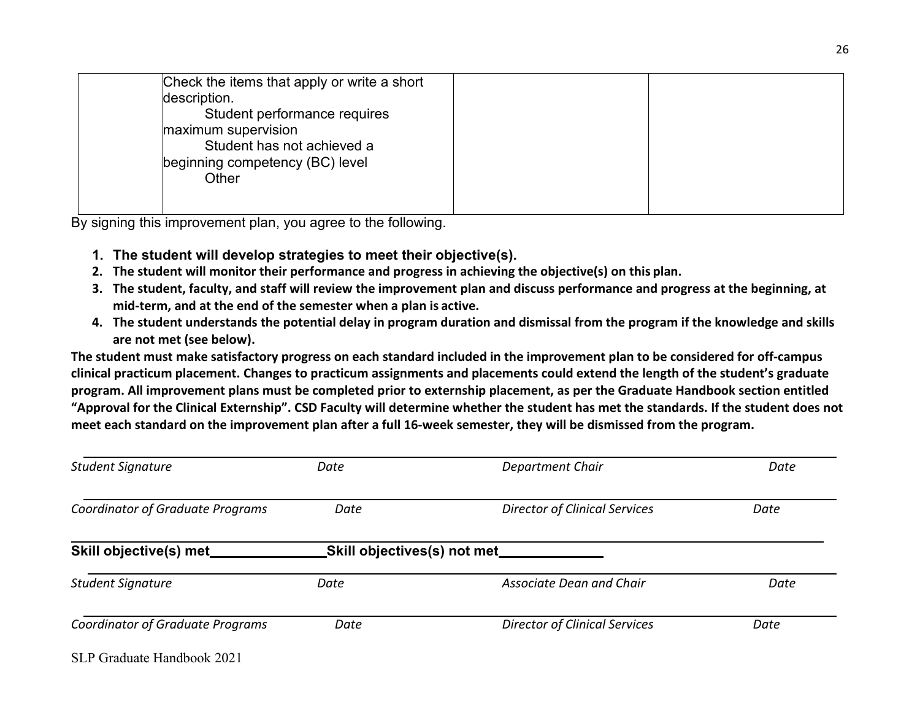| | Check the items that apply or write a short description.<br>Student performance requires maximum supervision<br>Student has not achieved a beginning competency (BC) level<br>Other | | |
|---|---|---|---|

By signing this improvement plan, you agree to the following.

1. **The student will develop strategies to meet their objective(s).**
2. **The student will monitor their performance and progress in achieving the objective(s) on this plan.**
3. **The student, faculty, and staff will review the improvement plan and discuss performance and progress at the beginning, at mid-term, and at the end of the semester when a plan is active.**
4. **The student understands the potential delay in program duration and dismissal from the program if the knowledge and skills are not met (see below).**

**The student must make satisfactory progress on each standard included in the improvement plan to be considered for off-campus clinical practicum placement. Changes to practicum assignments and placements could extend the length of the student's graduate program. All improvement plans must be completed prior to externship placement, as per the Graduate Handbook section entitled "Approval for the Clinical Externship". CSD Faculty will determine whether the student has met the standards. If the student does not meet each standard on the improvement plan after a full 16-week semester, they will be dismissed from the program.**

*Student Signature* *Date* *Department Chair* *Date*

*Coordinator of Graduate Programs* *Date* *Director of Clinical Services* *Date*

**Skill objective(s) met_______________ Skill objectives(s) not met_____________**

*Student Signature* *Date* *Associate Dean and Chair* *Date*

*Coordinator of Graduate Programs* *Date* *Director of Clinical Services* *Date*

SLP Graduate Handbook 2021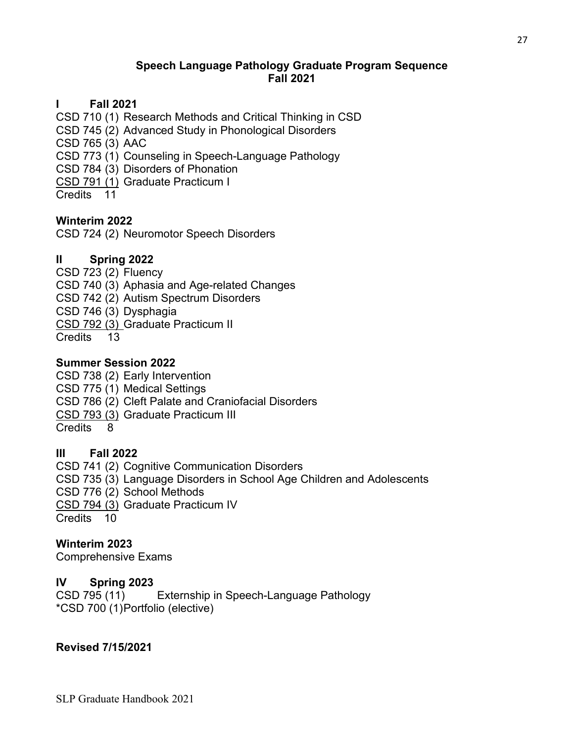## Speech Language Pathology Graduate Program Sequence
## Fall 2021

### I Fall 2021

CSD 710 (1) Research Methods and Critical Thinking in CSD
CSD 745 (2) Advanced Study in Phonological Disorders
CSD 765 (3) AAC
CSD 773 (1) Counseling in Speech-Language Pathology
CSD 784 (3) Disorders of Phonation
CSD 791 (1) Graduate Practicum I
Credits 11

### Winterim 2022

CSD 724 (2) Neuromotor Speech Disorders

### II Spring 2022

CSD 723 (2) Fluency
CSD 740 (3) Aphasia and Age-related Changes
CSD 742 (2) Autism Spectrum Disorders
CSD 746 (3) Dysphagia
CSD 792 (3) Graduate Practicum II
Credits 13

### Summer Session 2022

CSD 738 (2) Early Intervention
CSD 775 (1) Medical Settings
CSD 786 (2) Cleft Palate and Craniofacial Disorders
CSD 793 (3) Graduate Practicum III
Credits 8

### III Fall 2022

CSD 741 (2) Cognitive Communication Disorders
CSD 735 (3) Language Disorders in School Age Children and Adolescents
CSD 776 (2) School Methods
CSD 794 (3) Graduate Practicum IV
Credits 10

### Winterim 2023

Comprehensive Exams

### IV Spring 2023

CSD 795 (11) Externship in Speech-Language Pathology
*CSD 700 (1)Portfolio (elective)

**Revised 7/15/2021**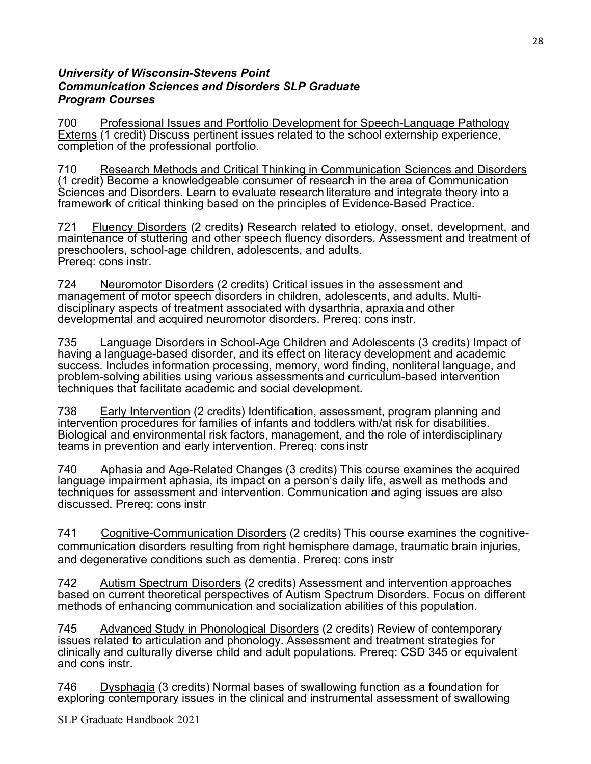***University of Wisconsin-Stevens Point***
***Communication Sciences and Disorders SLP Graduate***
***Program Courses***

700 Professional Issues and Portfolio Development for Speech-Language Pathology Externs (1 credit) Discuss pertinent issues related to the school externship experience, completion of the professional portfolio.

710 Research Methods and Critical Thinking in Communication Sciences and Disorders (1 credit) Become a knowledgeable consumer of research in the area of Communication Sciences and Disorders. Learn to evaluate research literature and integrate theory into a framework of critical thinking based on the principles of Evidence-Based Practice.

721 Fluency Disorders (2 credits) Research related to etiology, onset, development, and maintenance of stuttering and other speech fluency disorders. Assessment and treatment of preschoolers, school-age children, adolescents, and adults.
Prereq: cons instr.

724 Neuromotor Disorders (2 credits) Critical issues in the assessment and management of motor speech disorders in children, adolescents, and adults. Multi-disciplinary aspects of treatment associated with dysarthria, apraxia and other developmental and acquired neuromotor disorders. Prereq: cons instr.

735 Language Disorders in School-Age Children and Adolescents (3 credits) Impact of having a language-based disorder, and its effect on literacy development and academic success. Includes information processing, memory, word finding, nonliteral language, and problem-solving abilities using various assessments and curriculum-based intervention techniques that facilitate academic and social development.

738 Early Intervention (2 credits) Identification, assessment, program planning and intervention procedures for families of infants and toddlers with/at risk for disabilities. Biological and environmental risk factors, management, and the role of interdisciplinary teams in prevention and early intervention. Prereq: cons instr

740 Aphasia and Age-Related Changes (3 credits) This course examines the acquired language impairment aphasia, its impact on a person's daily life, aswell as methods and techniques for assessment and intervention. Communication and aging issues are also discussed. Prereq: cons instr

741 Cognitive-Communication Disorders (2 credits) This course examines the cognitive-communication disorders resulting from right hemisphere damage, traumatic brain injuries, and degenerative conditions such as dementia. Prereq: cons instr

742 Autism Spectrum Disorders (2 credits) Assessment and intervention approaches based on current theoretical perspectives of Autism Spectrum Disorders. Focus on different methods of enhancing communication and socialization abilities of this population.

745 Advanced Study in Phonological Disorders (2 credits) Review of contemporary issues related to articulation and phonology. Assessment and treatment strategies for clinically and culturally diverse child and adult populations. Prereq: CSD 345 or equivalent and cons instr.

746 Dysphagia (3 credits) Normal bases of swallowing function as a foundation for exploring contemporary issues in the clinical and instrumental assessment of swallowing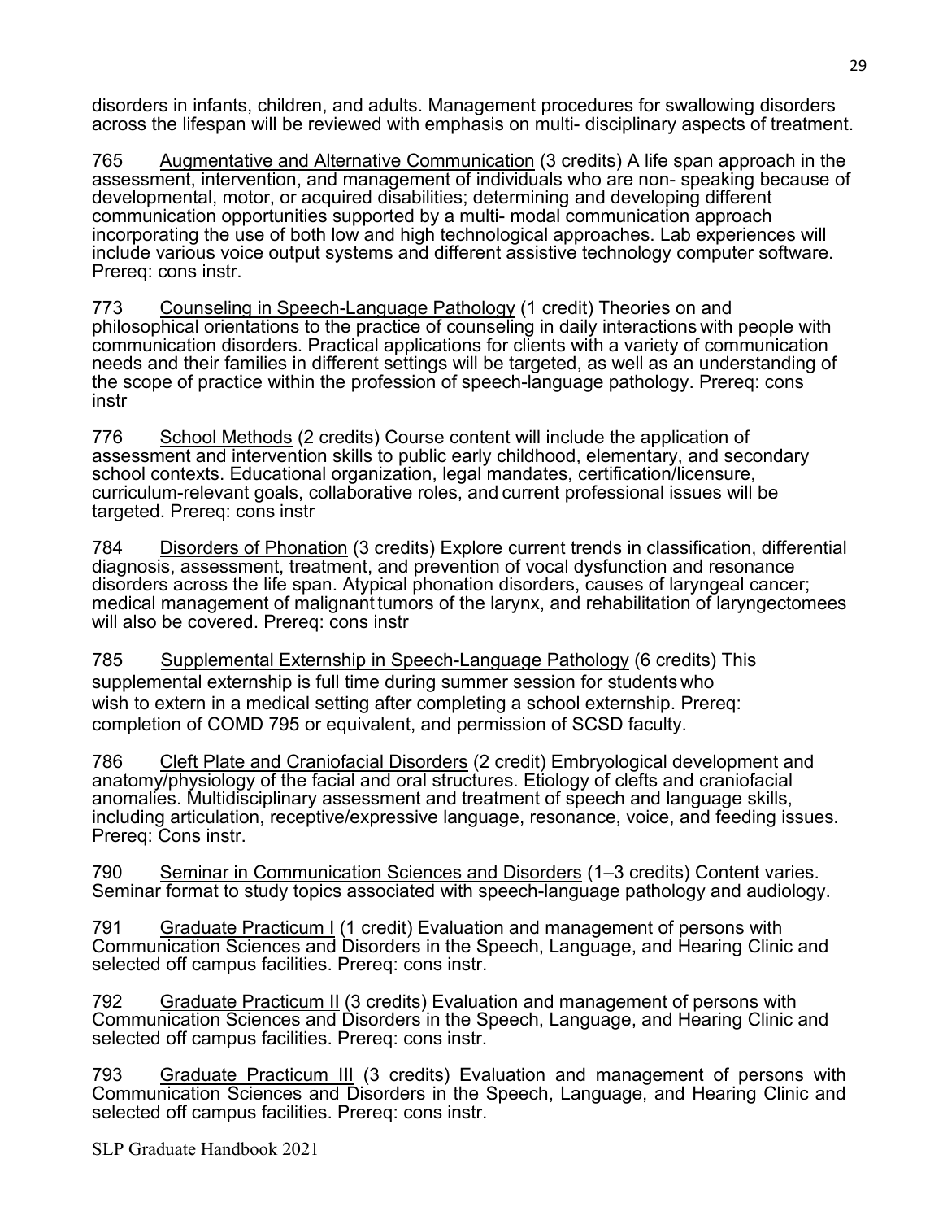disorders in infants, children, and adults. Management procedures for swallowing disorders across the lifespan will be reviewed with emphasis on multi- disciplinary aspects of treatment.

765 Augmentative and Alternative Communication (3 credits) A life span approach in the assessment, intervention, and management of individuals who are non- speaking because of developmental, motor, or acquired disabilities; determining and developing different communication opportunities supported by a multi- modal communication approach incorporating the use of both low and high technological approaches. Lab experiences will include various voice output systems and different assistive technology computer software. Prereq: cons instr.

773 Counseling in Speech-Language Pathology (1 credit) Theories on and philosophical orientations to the practice of counseling in daily interactions with people with communication disorders. Practical applications for clients with a variety of communication needs and their families in different settings will be targeted, as well as an understanding of the scope of practice within the profession of speech-language pathology. Prereq: cons instr

776 School Methods (2 credits) Course content will include the application of assessment and intervention skills to public early childhood, elementary, and secondary school contexts. Educational organization, legal mandates, certification/licensure, curriculum-relevant goals, collaborative roles, and current professional issues will be targeted. Prereq: cons instr

784 Disorders of Phonation (3 credits) Explore current trends in classification, differential diagnosis, assessment, treatment, and prevention of vocal dysfunction and resonance disorders across the life span. Atypical phonation disorders, causes of laryngeal cancer; medical management of malignant tumors of the larynx, and rehabilitation of laryngectomees will also be covered. Prereq: cons instr

785 Supplemental Externship in Speech-Language Pathology (6 credits) This supplemental externship is full time during summer session for students who wish to extern in a medical setting after completing a school externship. Prereq: completion of COMD 795 or equivalent, and permission of SCSD faculty.

786 Cleft Plate and Craniofacial Disorders (2 credit) Embryological development and anatomy/physiology of the facial and oral structures. Etiology of clefts and craniofacial anomalies. Multidisciplinary assessment and treatment of speech and language skills, including articulation, receptive/expressive language, resonance, voice, and feeding issues. Prereq: Cons instr.

790 Seminar in Communication Sciences and Disorders (1–3 credits) Content varies. Seminar format to study topics associated with speech-language pathology and audiology.

791 Graduate Practicum I (1 credit) Evaluation and management of persons with Communication Sciences and Disorders in the Speech, Language, and Hearing Clinic and selected off campus facilities. Prereq: cons instr.

792 Graduate Practicum II (3 credits) Evaluation and management of persons with Communication Sciences and Disorders in the Speech, Language, and Hearing Clinic and selected off campus facilities. Prereq: cons instr.

793 Graduate Practicum III (3 credits) Evaluation and management of persons with Communication Sciences and Disorders in the Speech, Language, and Hearing Clinic and selected off campus facilities. Prereq: cons instr.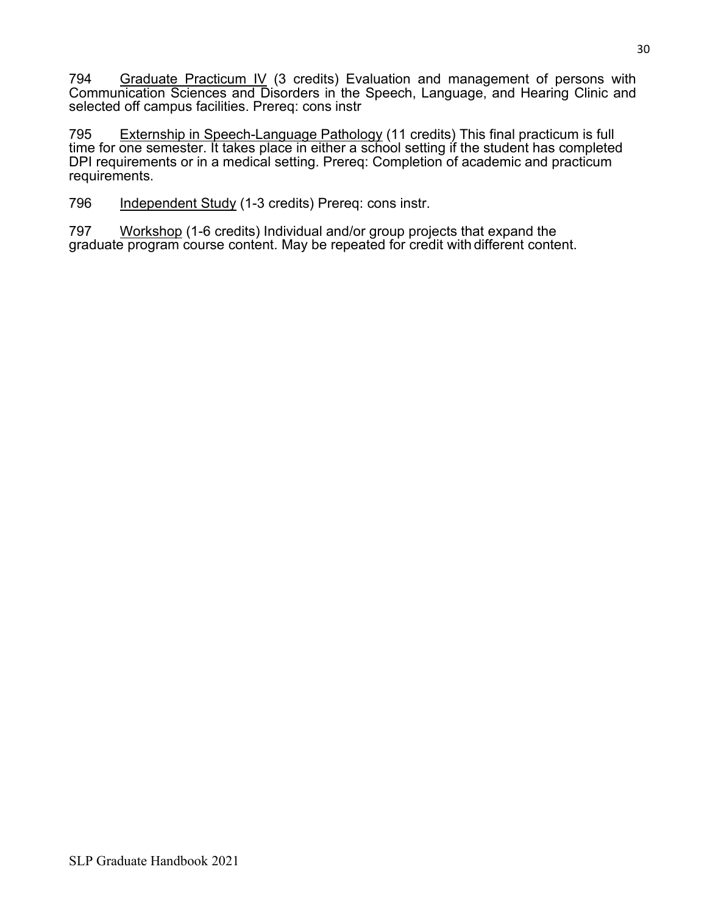794 Graduate Practicum IV (3 credits) Evaluation and management of persons with Communication Sciences and Disorders in the Speech, Language, and Hearing Clinic and selected off campus facilities. Prereq: cons instr

795 Externship in Speech-Language Pathology (11 credits) This final practicum is full time for one semester. It takes place in either a school setting if the student has completed DPI requirements or in a medical setting. Prereq: Completion of academic and practicum requirements.

796 Independent Study (1-3 credits) Prereq: cons instr.

797 Workshop (1-6 credits) Individual and/or group projects that expand the graduate program course content. May be repeated for credit with different content.